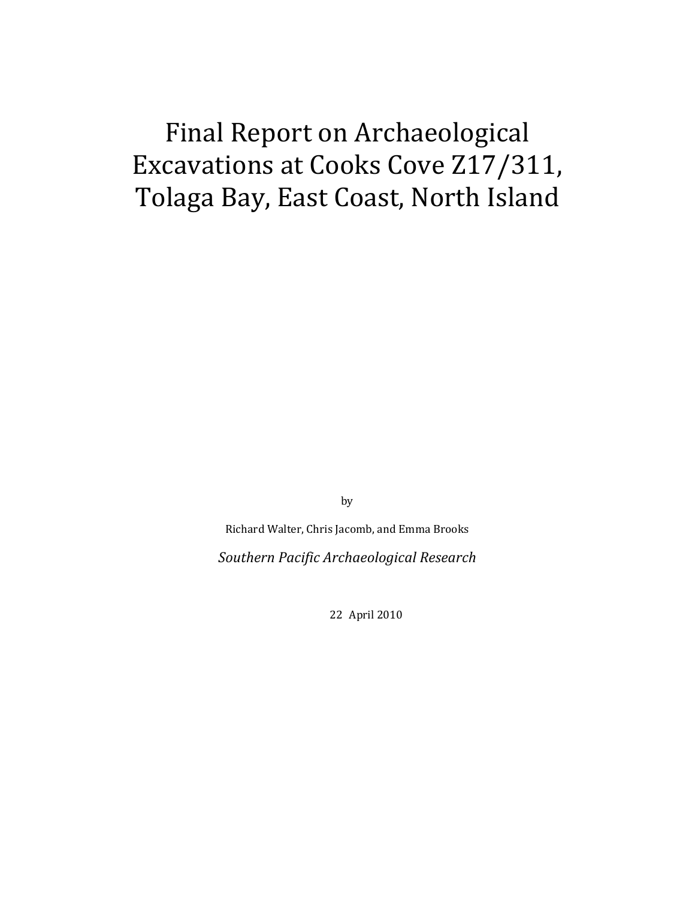# Final Report on Archaeological Excavations at Cooks Cove Z17/311, Tolaga Bay, East Coast, North Island

by

Richard Walter, Chris Jacomb, and Emma Brooks

*Southern Pacific Archaeological Research*

22 April 2010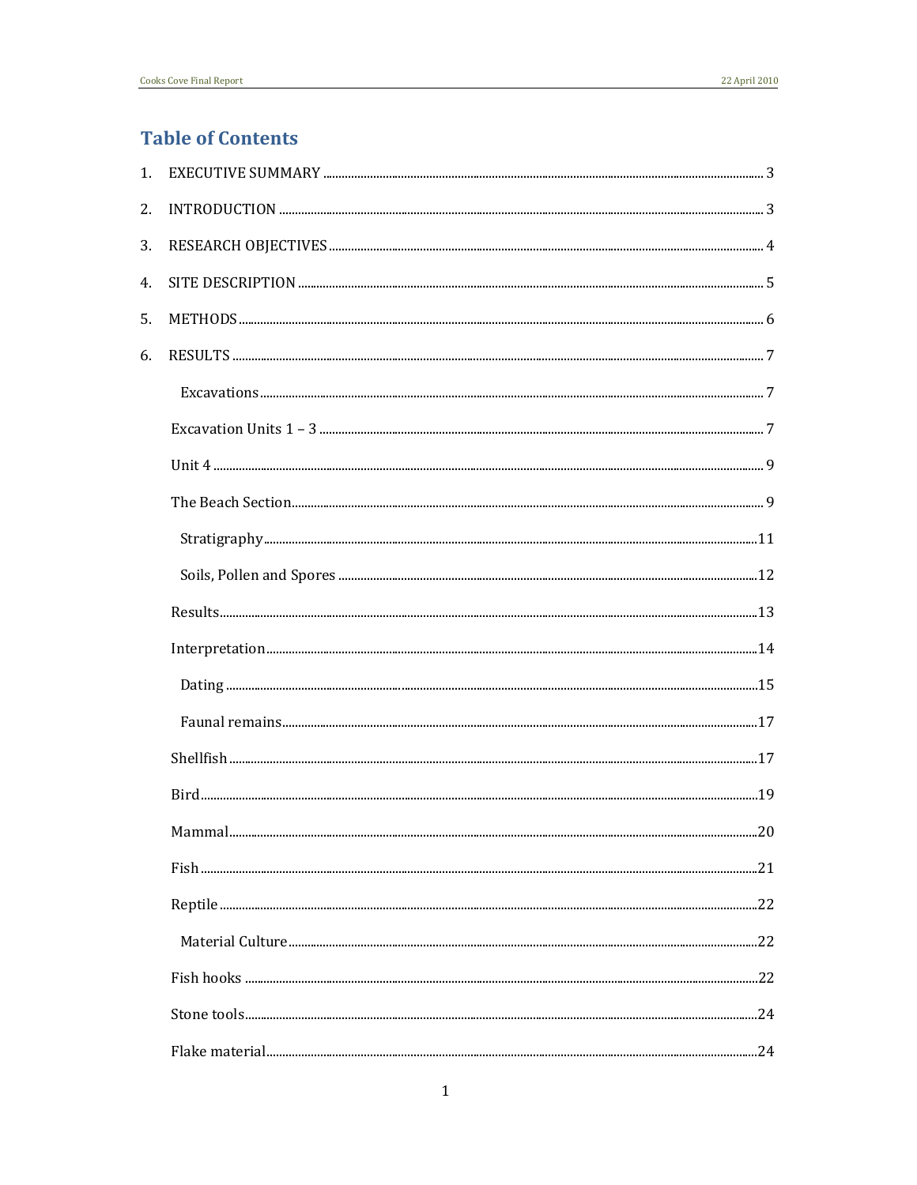# Table of Contents

1. EXECUTIVE SUMMARY ..... 3
2. INTRODUCTION ..... 3
3. RESEARCH OBJECTIVES ..... 4
4. SITE DESCRIPTION ..... 5
5. METHODS ..... 6
6. RESULTS ..... 7
    - Excavations ..... 7
    - Excavation Units 1 – 3 ..... 7
    - Unit 4 ..... 9
    - The Beach Section ..... 9
        - Stratigraphy ..... 11
        - Soils, Pollen and Spores ..... 12
    - Results ..... 13
    - Interpretation ..... 14
        - Dating ..... 15
        - Faunal remains ..... 17
    - Shellfish ..... 17
    - Bird ..... 19
    - Mammal ..... 20
    - Fish ..... 21
    - Reptile ..... 22
        - Material Culture ..... 22
    - Fish hooks ..... 22
    - Stone tools ..... 24
    - Flake material ..... 24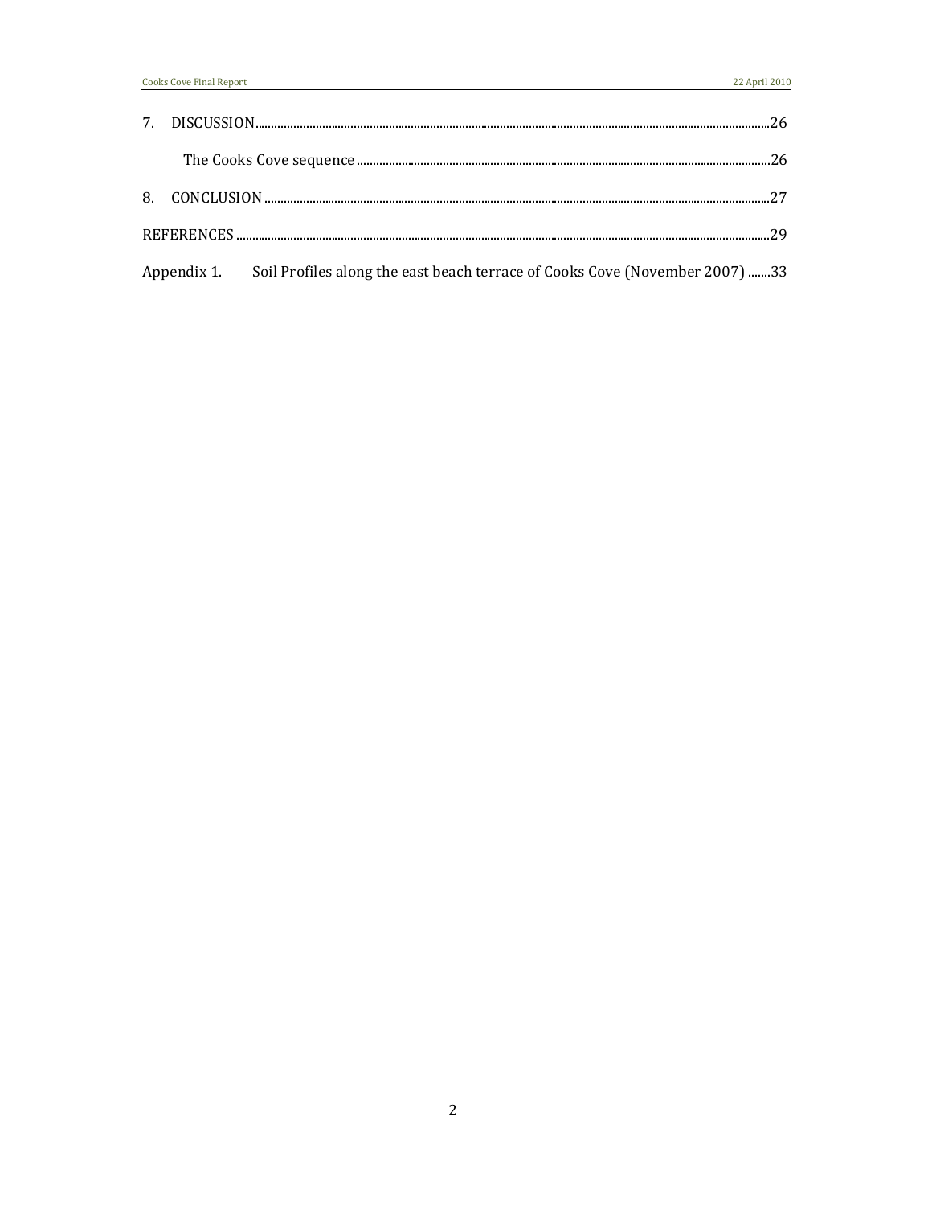7. DISCUSSION.....26

   The Cooks Cove sequence.....26

8. CONCLUSION.....27

REFERENCES.....29

Appendix 1. Soil Profiles along the east beach terrace of Cooks Cove (November 2007).....33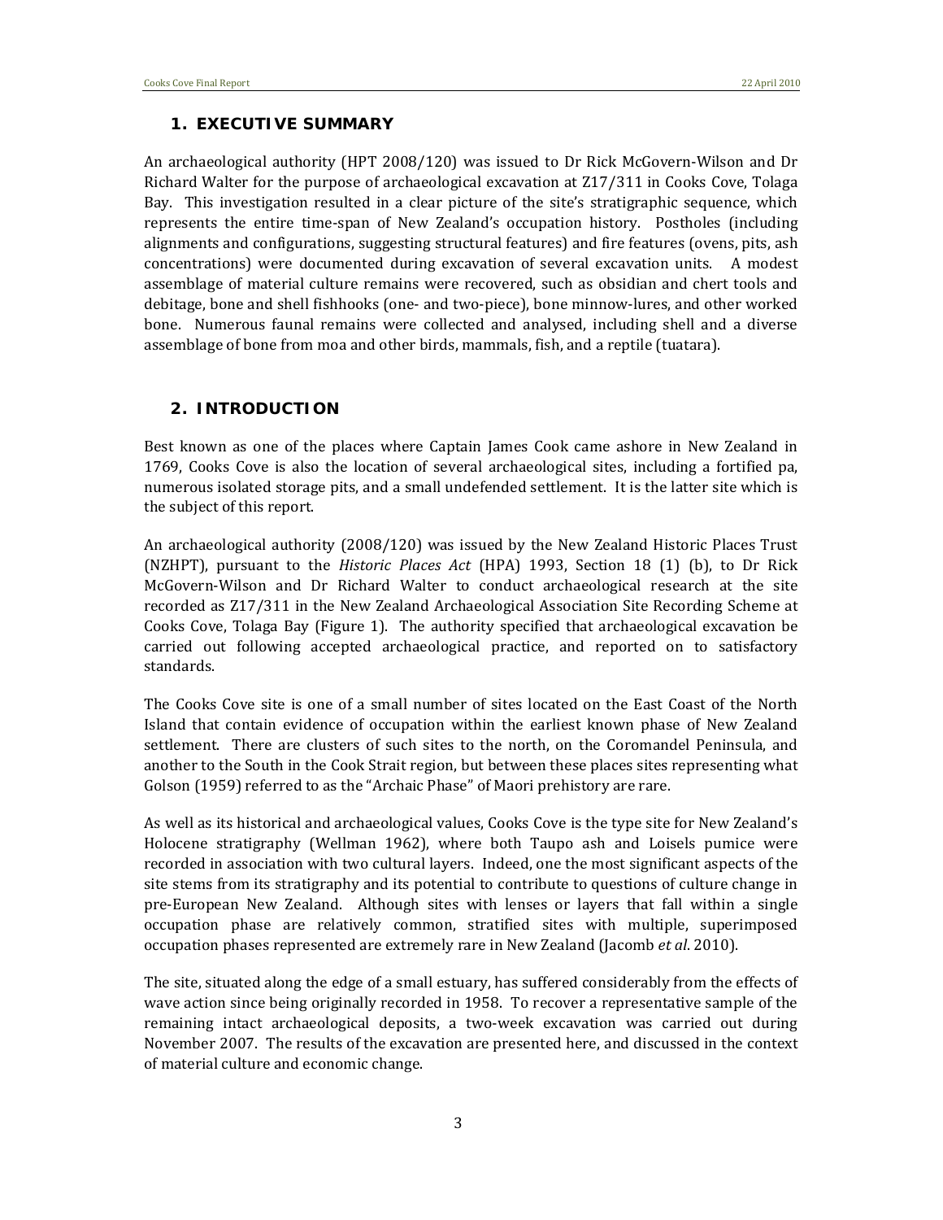## 1. EXECUTIVE SUMMARY

An archaeological authority (HPT 2008/120) was issued to Dr Rick McGovern-Wilson and Dr Richard Walter for the purpose of archaeological excavation at Z17/311 in Cooks Cove, Tolaga Bay. This investigation resulted in a clear picture of the site's stratigraphic sequence, which represents the entire time-span of New Zealand's occupation history. Postholes (including alignments and configurations, suggesting structural features) and fire features (ovens, pits, ash concentrations) were documented during excavation of several excavation units. A modest assemblage of material culture remains were recovered, such as obsidian and chert tools and debitage, bone and shell fishhooks (one- and two-piece), bone minnow-lures, and other worked bone. Numerous faunal remains were collected and analysed, including shell and a diverse assemblage of bone from moa and other birds, mammals, fish, and a reptile (tuatara).

## 2. INTRODUCTION

Best known as one of the places where Captain James Cook came ashore in New Zealand in 1769, Cooks Cove is also the location of several archaeological sites, including a fortified pa, numerous isolated storage pits, and a small undefended settlement. It is the latter site which is the subject of this report.

An archaeological authority (2008/120) was issued by the New Zealand Historic Places Trust (NZHPT), pursuant to the *Historic Places Act* (HPA) 1993, Section 18 (1) (b), to Dr Rick McGovern-Wilson and Dr Richard Walter to conduct archaeological research at the site recorded as Z17/311 in the New Zealand Archaeological Association Site Recording Scheme at Cooks Cove, Tolaga Bay (Figure 1). The authority specified that archaeological excavation be carried out following accepted archaeological practice, and reported on to satisfactory standards.

The Cooks Cove site is one of a small number of sites located on the East Coast of the North Island that contain evidence of occupation within the earliest known phase of New Zealand settlement. There are clusters of such sites to the north, on the Coromandel Peninsula, and another to the South in the Cook Strait region, but between these places sites representing what Golson (1959) referred to as the "Archaic Phase" of Maori prehistory are rare.

As well as its historical and archaeological values, Cooks Cove is the type site for New Zealand's Holocene stratigraphy (Wellman 1962), where both Taupo ash and Loisels pumice were recorded in association with two cultural layers. Indeed, one the most significant aspects of the site stems from its stratigraphy and its potential to contribute to questions of culture change in pre-European New Zealand. Although sites with lenses or layers that fall within a single occupation phase are relatively common, stratified sites with multiple, superimposed occupation phases represented are extremely rare in New Zealand (Jacomb *et al*. 2010).

The site, situated along the edge of a small estuary, has suffered considerably from the effects of wave action since being originally recorded in 1958. To recover a representative sample of the remaining intact archaeological deposits, a two-week excavation was carried out during November 2007. The results of the excavation are presented here, and discussed in the context of material culture and economic change.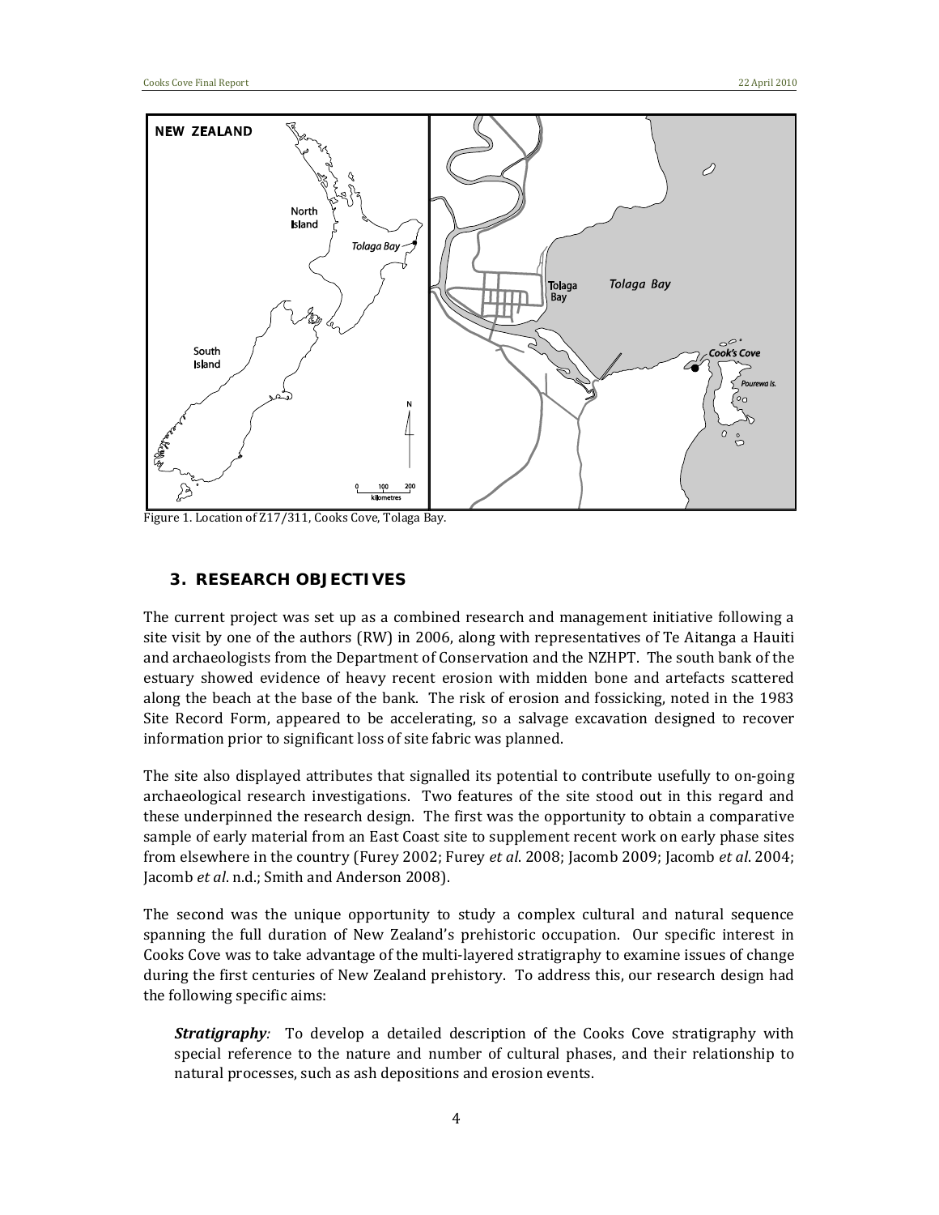Figure 1. Location of Z17/311, Cooks Cove, Tolaga Bay.

## 3. RESEARCH OBJECTIVES

The current project was set up as a combined research and management initiative following a site visit by one of the authors (RW) in 2006, along with representatives of Te Aitanga a Hauiti and archaeologists from the Department of Conservation and the NZHPT. The south bank of the estuary showed evidence of heavy recent erosion with midden bone and artefacts scattered along the beach at the base of the bank. The risk of erosion and fossicking, noted in the 1983 Site Record Form, appeared to be accelerating, so a salvage excavation designed to recover information prior to significant loss of site fabric was planned.

The site also displayed attributes that signalled its potential to contribute usefully to on-going archaeological research investigations. Two features of the site stood out in this regard and these underpinned the research design. The first was the opportunity to obtain a comparative sample of early material from an East Coast site to supplement recent work on early phase sites from elsewhere in the country (Furey 2002; Furey *et al*. 2008; Jacomb 2009; Jacomb *et al*. 2004; Jacomb *et al*. n.d.; Smith and Anderson 2008).

The second was the unique opportunity to study a complex cultural and natural sequence spanning the full duration of New Zealand's prehistoric occupation. Our specific interest in Cooks Cove was to take advantage of the multi-layered stratigraphy to examine issues of change during the first centuries of New Zealand prehistory. To address this, our research design had the following specific aims:

> ***Stratigraphy****:* To develop a detailed description of the Cooks Cove stratigraphy with special reference to the nature and number of cultural phases, and their relationship to natural processes, such as ash depositions and erosion events.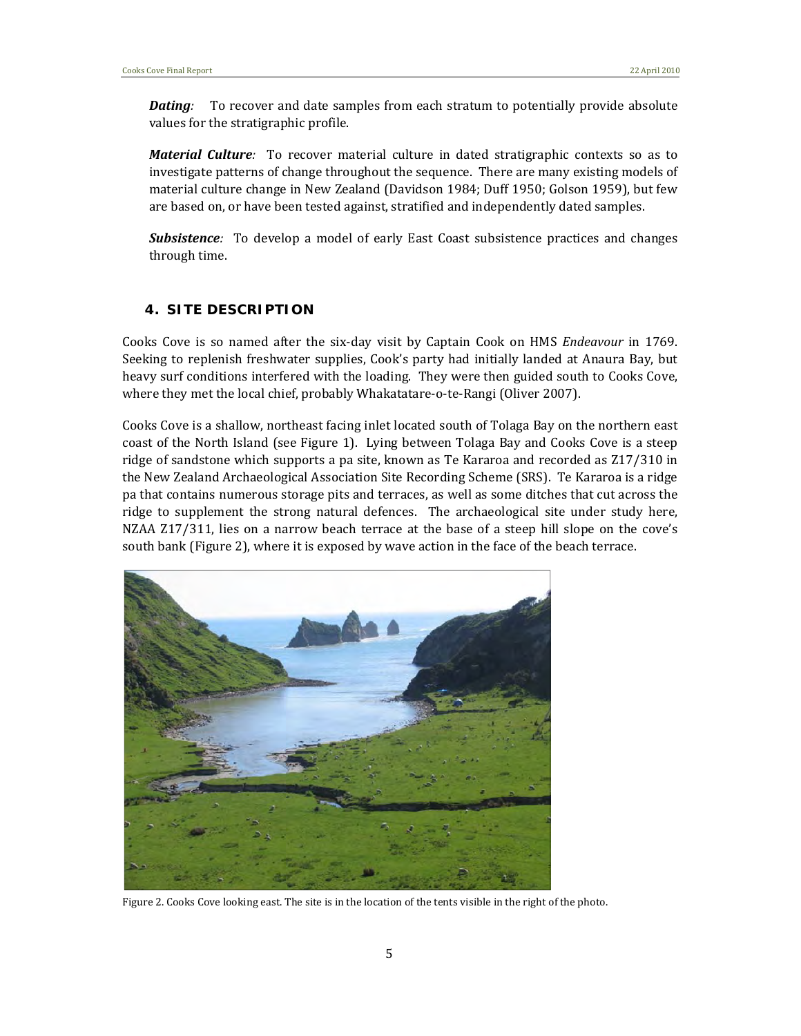***Dating**:* To recover and date samples from each stratum to potentially provide absolute values for the stratigraphic profile.

***Material Culture**:* To recover material culture in dated stratigraphic contexts so as to investigate patterns of change throughout the sequence. There are many existing models of material culture change in New Zealand (Davidson 1984; Duff 1950; Golson 1959), but few are based on, or have been tested against, stratified and independently dated samples.

***Subsistence**:* To develop a model of early East Coast subsistence practices and changes through time.

## 4. SITE DESCRIPTION

Cooks Cove is so named after the six-day visit by Captain Cook on HMS *Endeavour* in 1769. Seeking to replenish freshwater supplies, Cook's party had initially landed at Anaura Bay, but heavy surf conditions interfered with the loading. They were then guided south to Cooks Cove, where they met the local chief, probably Whakatatare-o-te-Rangi (Oliver 2007).

Cooks Cove is a shallow, northeast facing inlet located south of Tolaga Bay on the northern east coast of the North Island (see Figure 1). Lying between Tolaga Bay and Cooks Cove is a steep ridge of sandstone which supports a pa site, known as Te Kararoa and recorded as Z17/310 in the New Zealand Archaeological Association Site Recording Scheme (SRS). Te Kararoa is a ridge pa that contains numerous storage pits and terraces, as well as some ditches that cut across the ridge to supplement the strong natural defences. The archaeological site under study here, NZAA Z17/311, lies on a narrow beach terrace at the base of a steep hill slope on the cove's south bank (Figure 2), where it is exposed by wave action in the face of the beach terrace.

Figure 2. Cooks Cove looking east. The site is in the location of the tents visible in the right of the photo.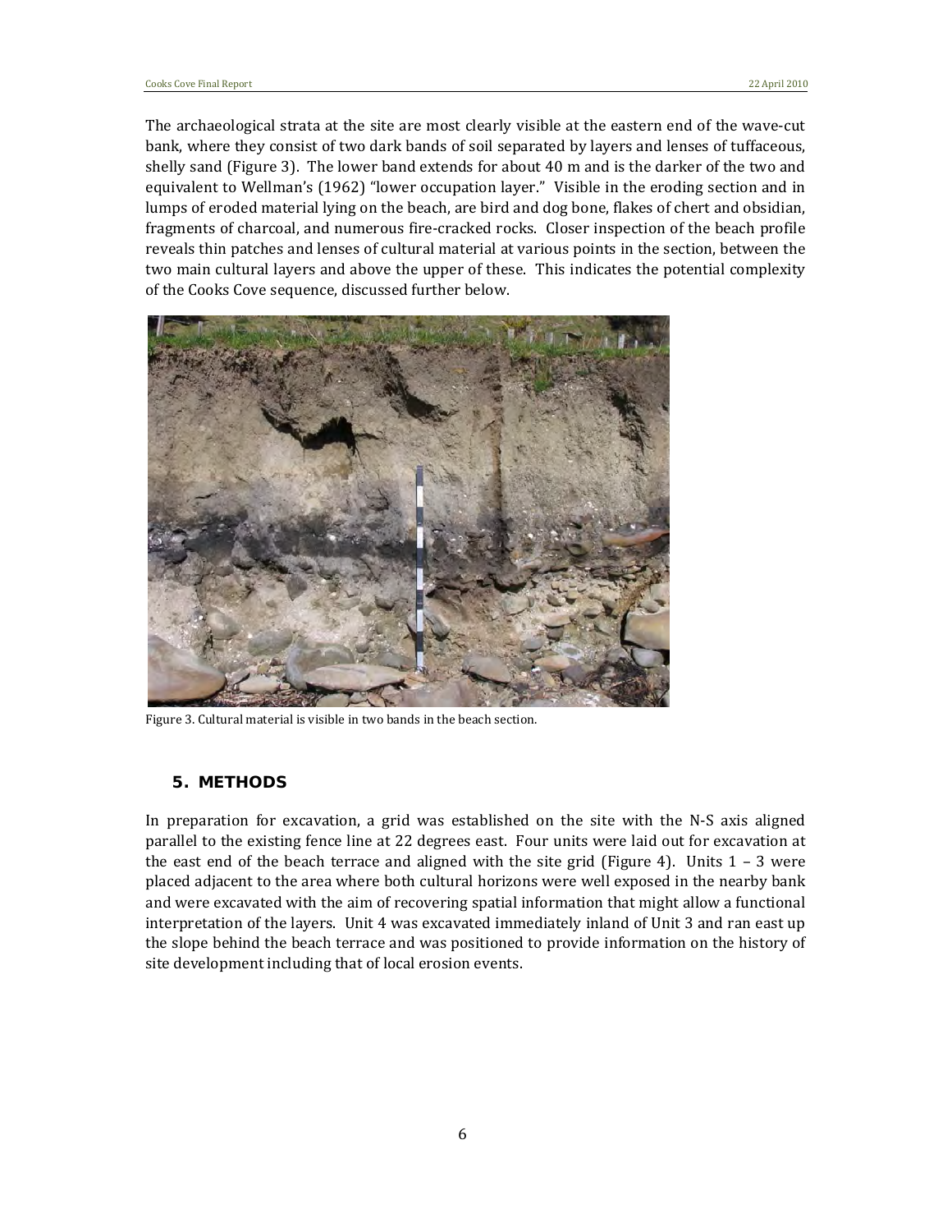The archaeological strata at the site are most clearly visible at the eastern end of the wave-cut bank, where they consist of two dark bands of soil separated by layers and lenses of tuffaceous, shelly sand (Figure 3). The lower band extends for about 40 m and is the darker of the two and equivalent to Wellman's (1962) "lower occupation layer." Visible in the eroding section and in lumps of eroded material lying on the beach, are bird and dog bone, flakes of chert and obsidian, fragments of charcoal, and numerous fire-cracked rocks. Closer inspection of the beach profile reveals thin patches and lenses of cultural material at various points in the section, between the two main cultural layers and above the upper of these. This indicates the potential complexity of the Cooks Cove sequence, discussed further below.

Figure 3. Cultural material is visible in two bands in the beach section.

## 5. METHODS

In preparation for excavation, a grid was established on the site with the N-S axis aligned parallel to the existing fence line at 22 degrees east. Four units were laid out for excavation at the east end of the beach terrace and aligned with the site grid (Figure 4). Units 1 – 3 were placed adjacent to the area where both cultural horizons were well exposed in the nearby bank and were excavated with the aim of recovering spatial information that might allow a functional interpretation of the layers. Unit 4 was excavated immediately inland of Unit 3 and ran east up the slope behind the beach terrace and was positioned to provide information on the history of site development including that of local erosion events.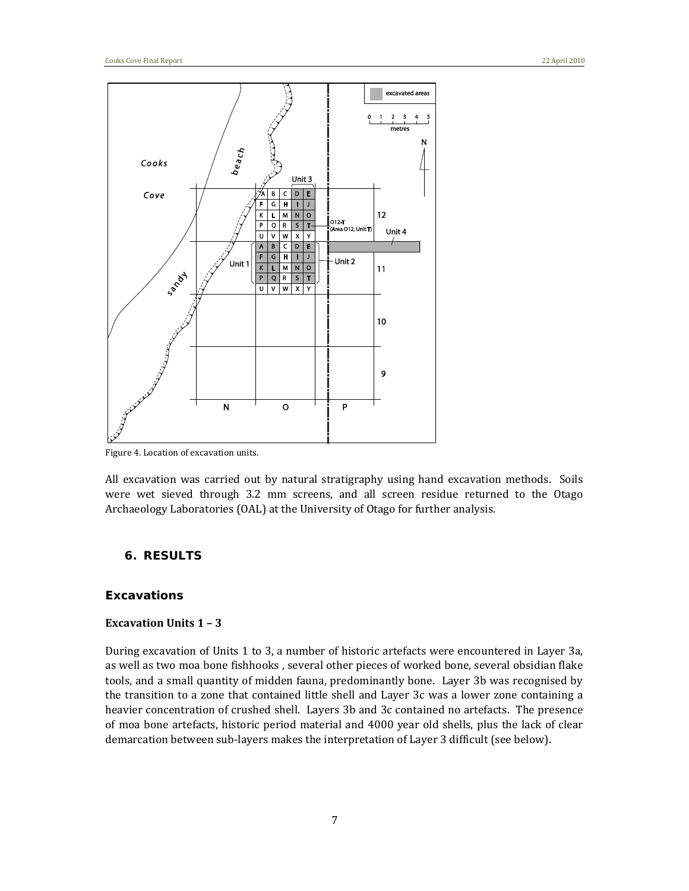Figure 4. Location of excavation units.

All excavation was carried out by natural stratigraphy using hand excavation methods. Soils were wet sieved through 3.2 mm screens, and all screen residue returned to the Otago Archaeology Laboratories (OAL) at the University of Otago for further analysis.

## 6. RESULTS

### Excavations

#### Excavation Units 1 – 3

During excavation of Units 1 to 3, a number of historic artefacts were encountered in Layer 3a, as well as two moa bone fishhooks , several other pieces of worked bone, several obsidian flake tools, and a small quantity of midden fauna, predominantly bone. Layer 3b was recognised by the transition to a zone that contained little shell and Layer 3c was a lower zone containing a heavier concentration of crushed shell. Layers 3b and 3c contained no artefacts. The presence of moa bone artefacts, historic period material and 4000 year old shells, plus the lack of clear demarcation between sub-layers makes the interpretation of Layer 3 difficult (see below).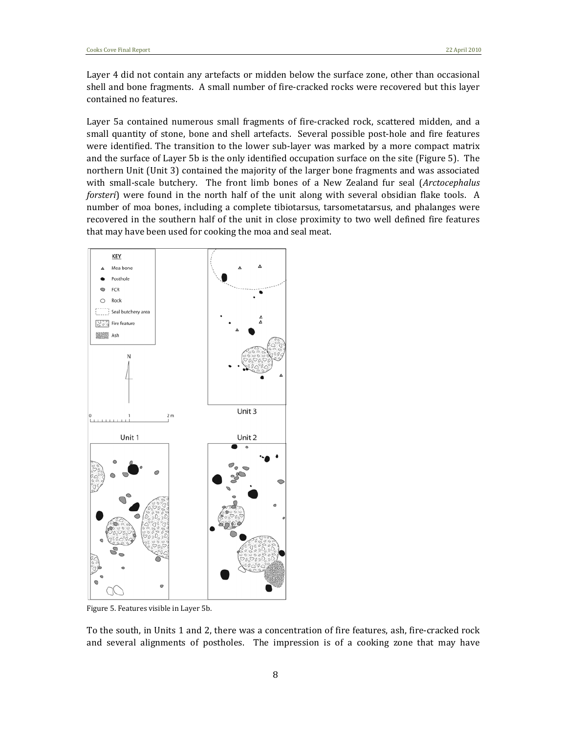Layer 4 did not contain any artefacts or midden below the surface zone, other than occasional shell and bone fragments. A small number of fire-cracked rocks were recovered but this layer contained no features.

Layer 5a contained numerous small fragments of fire-cracked rock, scattered midden, and a small quantity of stone, bone and shell artefacts. Several possible post-hole and fire features were identified. The transition to the lower sub-layer was marked by a more compact matrix and the surface of Layer 5b is the only identified occupation surface on the site (Figure 5). The northern Unit (Unit 3) contained the majority of the larger bone fragments and was associated with small-scale butchery. The front limb bones of a New Zealand fur seal (*Arctocephalus forsteri*) were found in the north half of the unit along with several obsidian flake tools. A number of moa bones, including a complete tibiotarsus, tarsometatarsus, and phalanges were recovered in the southern half of the unit in close proximity to two well defined fire features that may have been used for cooking the moa and seal meat.

Figure 5. Features visible in Layer 5b.

To the south, in Units 1 and 2, there was a concentration of fire features, ash, fire-cracked rock and several alignments of postholes. The impression is of a cooking zone that may have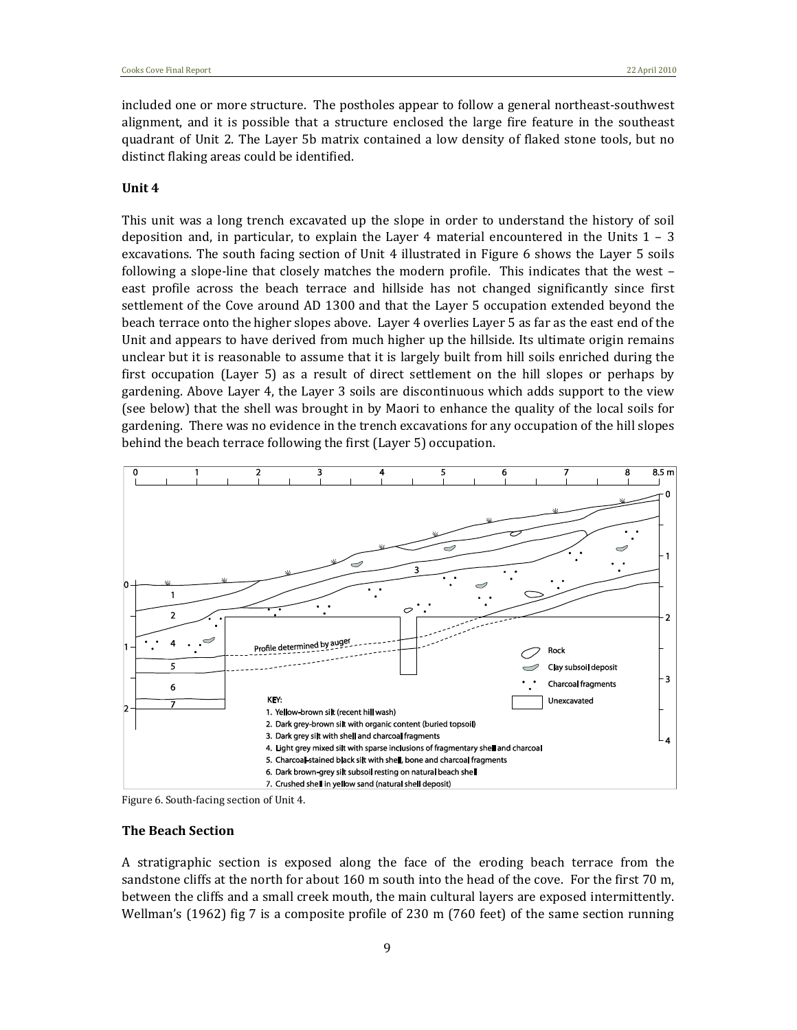included one or more structure. The postholes appear to follow a general northeast-southwest alignment, and it is possible that a structure enclosed the large fire feature in the southeast quadrant of Unit 2. The Layer 5b matrix contained a low density of flaked stone tools, but no distinct flaking areas could be identified.

**Unit 4**

This unit was a long trench excavated up the slope in order to understand the history of soil deposition and, in particular, to explain the Layer 4 material encountered in the Units 1 – 3 excavations. The south facing section of Unit 4 illustrated in Figure 6 shows the Layer 5 soils following a slope-line that closely matches the modern profile. This indicates that the west – east profile across the beach terrace and hillside has not changed significantly since first settlement of the Cove around AD 1300 and that the Layer 5 occupation extended beyond the beach terrace onto the higher slopes above. Layer 4 overlies Layer 5 as far as the east end of the Unit and appears to have derived from much higher up the hillside. Its ultimate origin remains unclear but it is reasonable to assume that it is largely built from hill soils enriched during the first occupation (Layer 5) as a result of direct settlement on the hill slopes or perhaps by gardening. Above Layer 4, the Layer 3 soils are discontinuous which adds support to the view (see below) that the shell was brought in by Maori to enhance the quality of the local soils for gardening. There was no evidence in the trench excavations for any occupation of the hill slopes behind the beach terrace following the first (Layer 5) occupation.

KEY:
1. Yellow-brown silt (recent hill wash)
2. Dark grey-brown silt with organic content (buried topsoil)
3. Dark grey silt with shell and charcoal fragments
4. Light grey mixed silt with sparse inclusions of fragmentary shell and charcoal
5. Charcoal-stained black silt with shell, bone and charcoal fragments
6. Dark brown-grey silt subsoil resting on natural beach shell
7. Crushed shell in yellow sand (natural shell deposit)

Figure 6. South-facing section of Unit 4.

**The Beach Section**

A stratigraphic section is exposed along the face of the eroding beach terrace from the sandstone cliffs at the north for about 160 m south into the head of the cove. For the first 70 m, between the cliffs and a small creek mouth, the main cultural layers are exposed intermittently. Wellman's (1962) fig 7 is a composite profile of 230 m (760 feet) of the same section running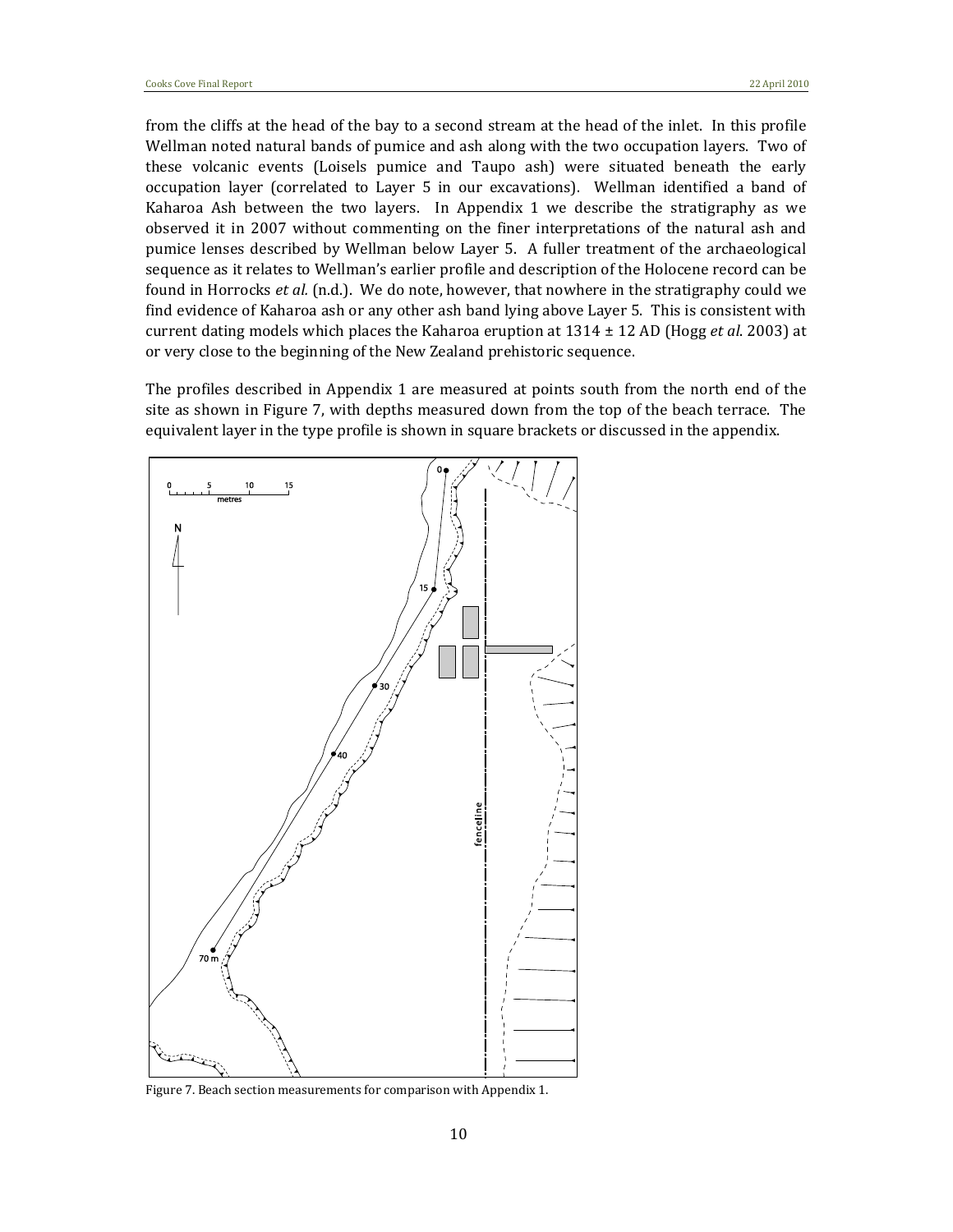from the cliffs at the head of the bay to a second stream at the head of the inlet. In this profile Wellman noted natural bands of pumice and ash along with the two occupation layers. Two of these volcanic events (Loisels pumice and Taupo ash) were situated beneath the early occupation layer (correlated to Layer 5 in our excavations). Wellman identified a band of Kaharoa Ash between the two layers. In Appendix 1 we describe the stratigraphy as we observed it in 2007 without commenting on the finer interpretations of the natural ash and pumice lenses described by Wellman below Layer 5. A fuller treatment of the archaeological sequence as it relates to Wellman's earlier profile and description of the Holocene record can be found in Horrocks *et al.* (n.d.). We do note, however, that nowhere in the stratigraphy could we find evidence of Kaharoa ash or any other ash band lying above Layer 5. This is consistent with current dating models which places the Kaharoa eruption at 1314 ± 12 AD (Hogg *et al*. 2003) at or very close to the beginning of the New Zealand prehistoric sequence.

The profiles described in Appendix 1 are measured at points south from the north end of the site as shown in Figure 7, with depths measured down from the top of the beach terrace. The equivalent layer in the type profile is shown in square brackets or discussed in the appendix.

Figure 7. Beach section measurements for comparison with Appendix 1.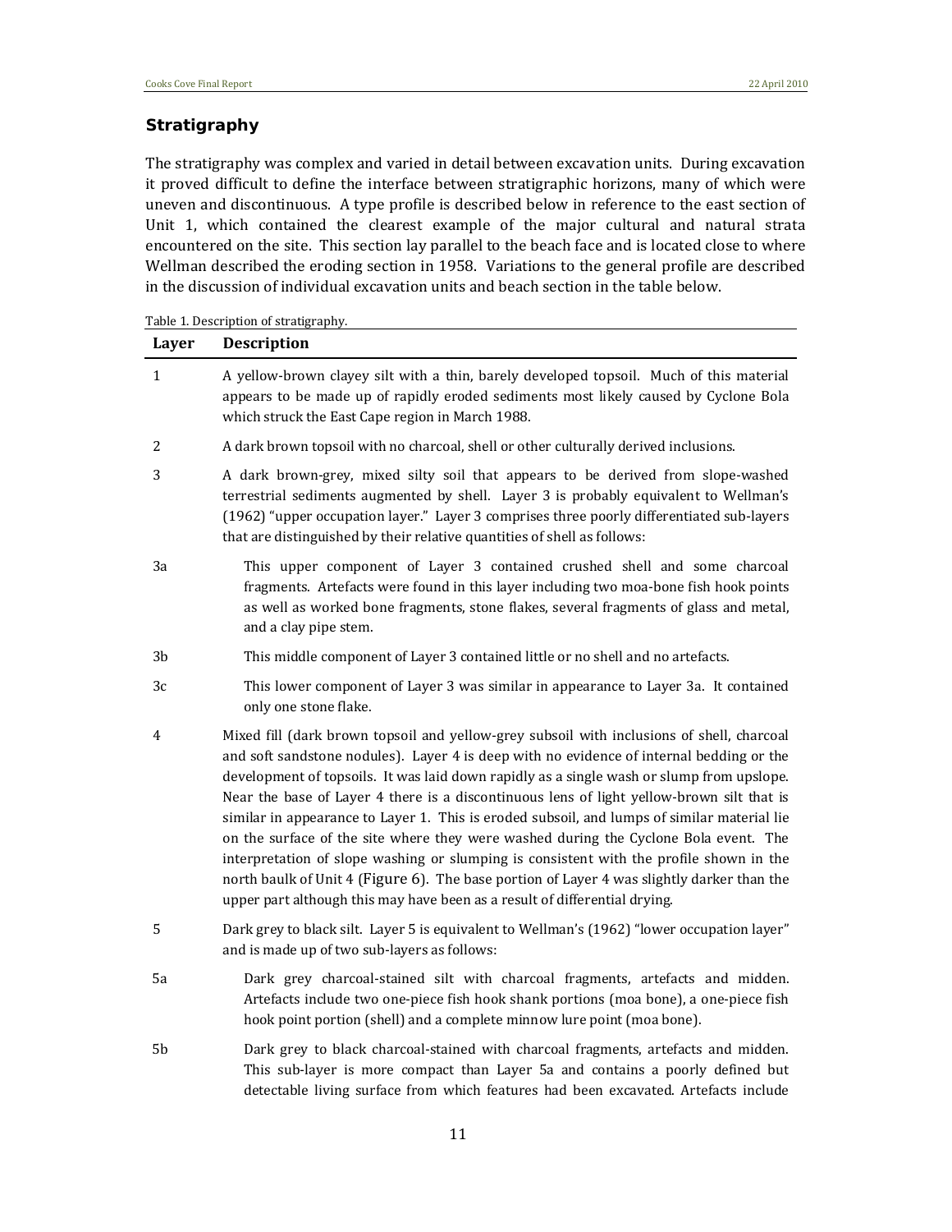## Stratigraphy

The stratigraphy was complex and varied in detail between excavation units. During excavation it proved difficult to define the interface between stratigraphic horizons, many of which were uneven and discontinuous. A type profile is described below in reference to the east section of Unit 1, which contained the clearest example of the major cultural and natural strata encountered on the site. This section lay parallel to the beach face and is located close to where Wellman described the eroding section in 1958. Variations to the general profile are described in the discussion of individual excavation units and beach section in the table below.

Table 1. Description of stratigraphy.

| Layer | Description |
|---|---|
| 1 | A yellow-brown clayey silt with a thin, barely developed topsoil. Much of this material appears to be made up of rapidly eroded sediments most likely caused by Cyclone Bola which struck the East Cape region in March 1988. |
| 2 | A dark brown topsoil with no charcoal, shell or other culturally derived inclusions. |
| 3 | A dark brown-grey, mixed silty soil that appears to be derived from slope-washed terrestrial sediments augmented by shell. Layer 3 is probably equivalent to Wellman's (1962) "upper occupation layer." Layer 3 comprises three poorly differentiated sub-layers that are distinguished by their relative quantities of shell as follows: |
| 3a | This upper component of Layer 3 contained crushed shell and some charcoal fragments. Artefacts were found in this layer including two moa-bone fish hook points as well as worked bone fragments, stone flakes, several fragments of glass and metal, and a clay pipe stem. |
| 3b | This middle component of Layer 3 contained little or no shell and no artefacts. |
| 3c | This lower component of Layer 3 was similar in appearance to Layer 3a. It contained only one stone flake. |
| 4 | Mixed fill (dark brown topsoil and yellow-grey subsoil with inclusions of shell, charcoal and soft sandstone nodules). Layer 4 is deep with no evidence of internal bedding or the development of topsoils. It was laid down rapidly as a single wash or slump from upslope. Near the base of Layer 4 there is a discontinuous lens of light yellow-brown silt that is similar in appearance to Layer 1. This is eroded subsoil, and lumps of similar material lie on the surface of the site where they were washed during the Cyclone Bola event. The interpretation of slope washing or slumping is consistent with the profile shown in the north baulk of Unit 4 (Figure 6). The base portion of Layer 4 was slightly darker than the upper part although this may have been as a result of differential drying. |
| 5 | Dark grey to black silt. Layer 5 is equivalent to Wellman's (1962) "lower occupation layer" and is made up of two sub-layers as follows: |
| 5a | Dark grey charcoal-stained silt with charcoal fragments, artefacts and midden. Artefacts include two one-piece fish hook shank portions (moa bone), a one-piece fish hook point portion (shell) and a complete minnow lure point (moa bone). |
| 5b | Dark grey to black charcoal-stained with charcoal fragments, artefacts and midden. This sub-layer is more compact than Layer 5a and contains a poorly defined but detectable living surface from which features had been excavated. Artefacts include |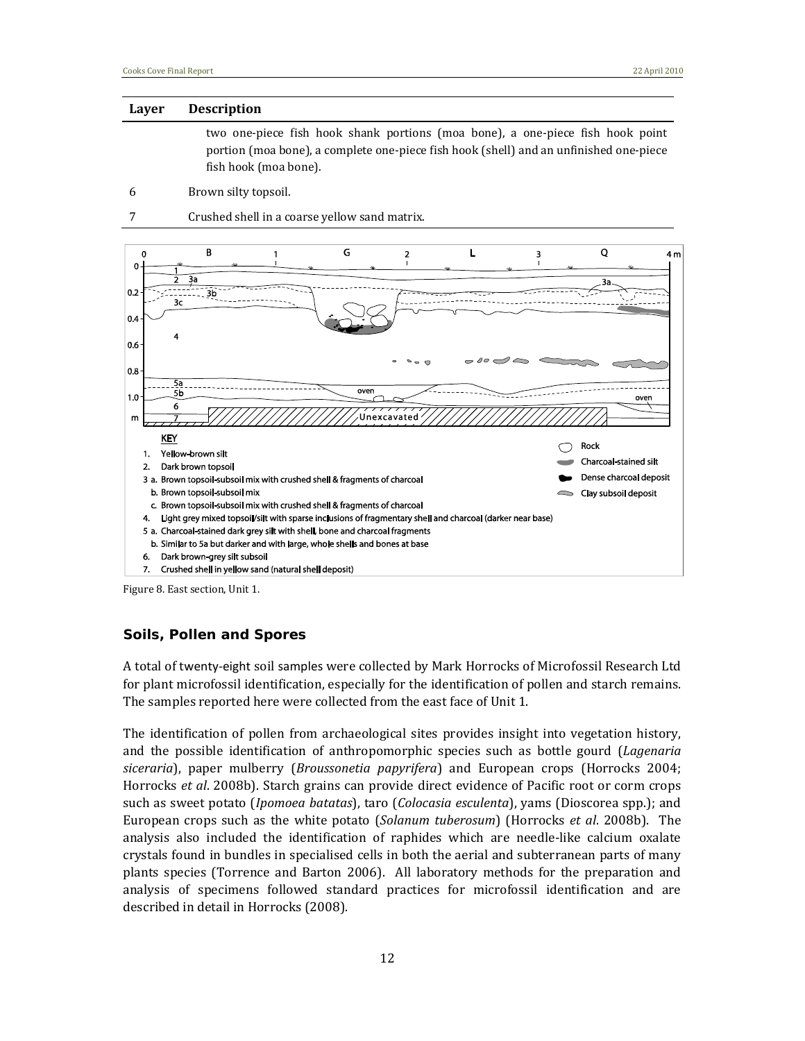| Layer | Description |
|---|---|
| | two one-piece fish hook shank portions (moa bone), a one-piece fish hook point portion (moa bone), a complete one-piece fish hook (shell) and an unfinished one-piece fish hook (moa bone). |
| 6 | Brown silty topsoil. |
| 7 | Crushed shell in a coarse yellow sand matrix. |

Figure 8. East section, Unit 1.

### Soils, Pollen and Spores

A total of twenty-eight soil samples were collected by Mark Horrocks of Microfossil Research Ltd for plant microfossil identification, especially for the identification of pollen and starch remains. The samples reported here were collected from the east face of Unit 1.

The identification of pollen from archaeological sites provides insight into vegetation history, and the possible identification of anthropomorphic species such as bottle gourd (*Lagenaria siceraria*), paper mulberry (*Broussonetia papyrifera*) and European crops (Horrocks 2004; Horrocks *et al*. 2008b). Starch grains can provide direct evidence of Pacific root or corm crops such as sweet potato (*Ipomoea batatas*), taro (*Colocasia esculenta*), yams (Dioscorea spp.); and European crops such as the white potato (*Solanum tuberosum*) (Horrocks *et al*. 2008b). The analysis also included the identification of raphides which are needle-like calcium oxalate crystals found in bundles in specialised cells in both the aerial and subterranean parts of many plants species (Torrence and Barton 2006). All laboratory methods for the preparation and analysis of specimens followed standard practices for microfossil identification and are described in detail in Horrocks (2008).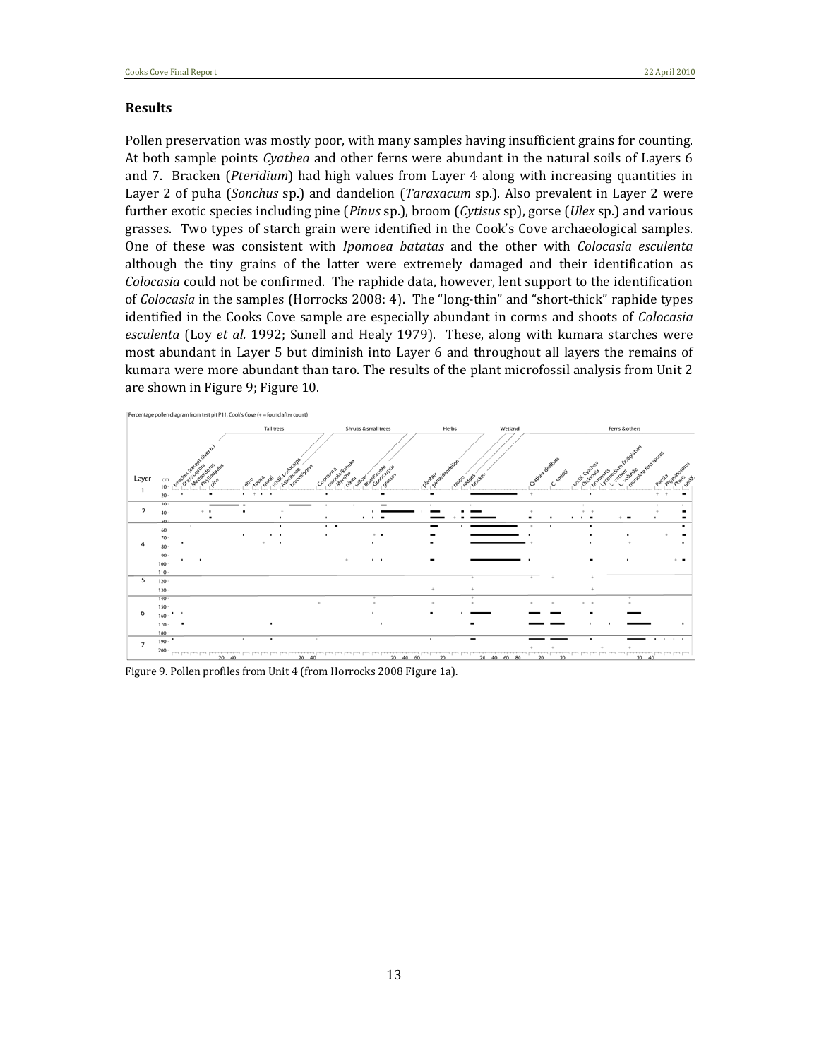### Results

Pollen preservation was mostly poor, with many samples having insufficient grains for counting. At both sample points *Cyathea* and other ferns were abundant in the natural soils of Layers 6 and 7. Bracken (*Pteridium*) had high values from Layer 4 along with increasing quantities in Layer 2 of puha (*Sonchus* sp.) and dandelion (*Taraxacum* sp.). Also prevalent in Layer 2 were further exotic species including pine (*Pinus* sp.), broom (*Cytisus* sp), gorse (*Ulex* sp.) and various grasses. Two types of starch grain were identified in the Cook's Cove archaeological samples. One of these was consistent with *Ipomoea batatas* and the other with *Colocasia esculenta* although the tiny grains of the latter were extremely damaged and their identification as *Colocasia* could not be confirmed. The raphide data, however, lent support to the identification of *Colocasia* in the samples (Horrocks 2008: 4). The "long-thin" and "short-thick" raphide types identified in the Cooks Cove sample are especially abundant in corms and shoots of *Colocasia esculenta* (Loy *et al.* 1992; Sunell and Healy 1979). These, along with kumara starches were most abundant in Layer 5 but diminish into Layer 6 and throughout all layers the remains of kumara were more abundant than taro. The results of the plant microfossil analysis from Unit 2 are shown in Figure 9; Figure 10.

Figure 9. Pollen profiles from Unit 4 (from Horrocks 2008 Figure 1a).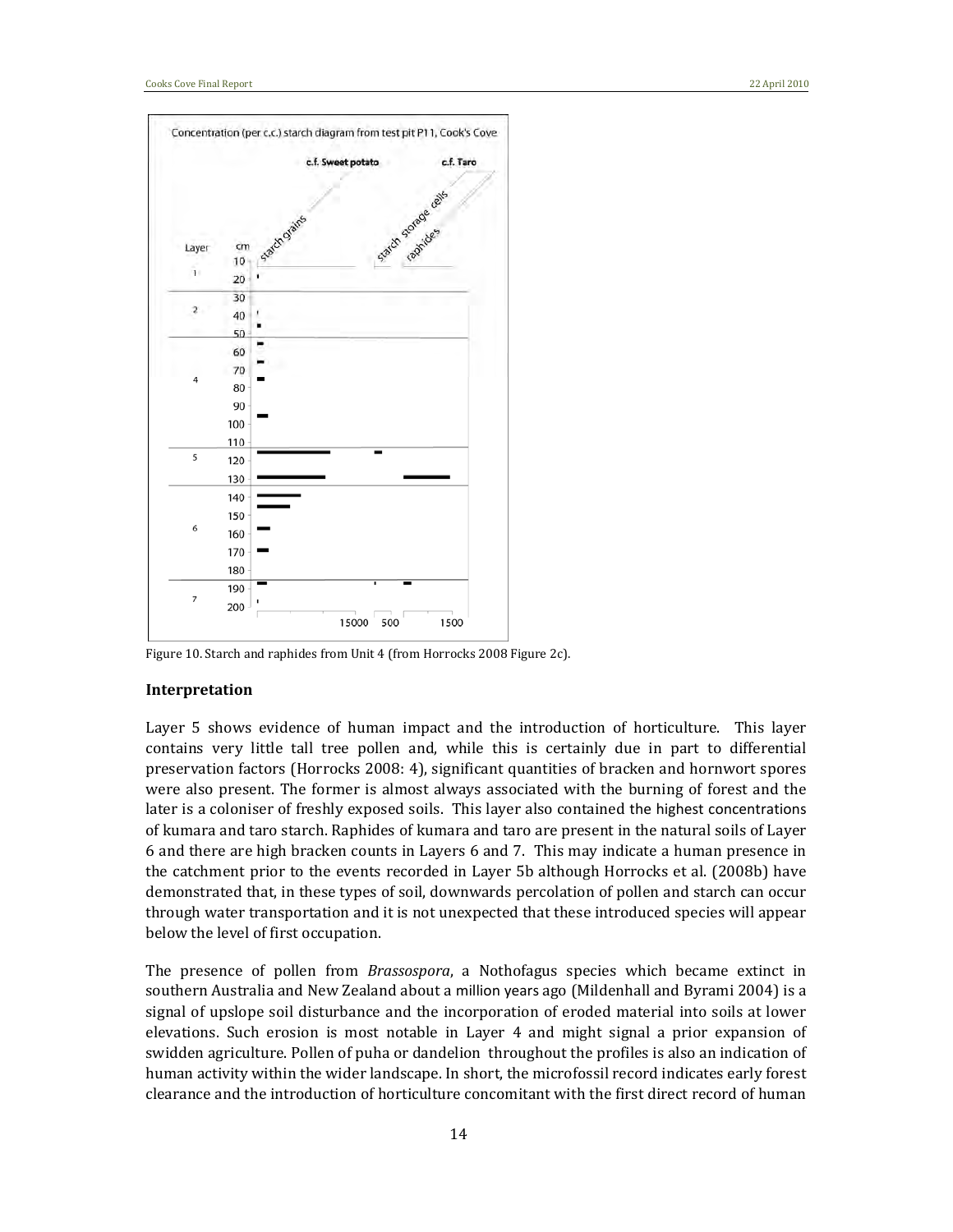Figure 10. Starch and raphides from Unit 4 (from Horrocks 2008 Figure 2c).

### Interpretation

Layer 5 shows evidence of human impact and the introduction of horticulture. This layer contains very little tall tree pollen and, while this is certainly due in part to differential preservation factors (Horrocks 2008: 4), significant quantities of bracken and hornwort spores were also present. The former is almost always associated with the burning of forest and the later is a coloniser of freshly exposed soils. This layer also contained the highest concentrations of kumara and taro starch. Raphides of kumara and taro are present in the natural soils of Layer 6 and there are high bracken counts in Layers 6 and 7. This may indicate a human presence in the catchment prior to the events recorded in Layer 5b although Horrocks et al. (2008b) have demonstrated that, in these types of soil, downwards percolation of pollen and starch can occur through water transportation and it is not unexpected that these introduced species will appear below the level of first occupation.

The presence of pollen from *Brassospora*, a Nothofagus species which became extinct in southern Australia and New Zealand about a million years ago (Mildenhall and Byrami 2004) is a signal of upslope soil disturbance and the incorporation of eroded material into soils at lower elevations. Such erosion is most notable in Layer 4 and might signal a prior expansion of swidden agriculture. Pollen of puha or dandelion throughout the profiles is also an indication of human activity within the wider landscape. In short, the microfossil record indicates early forest clearance and the introduction of horticulture concomitant with the first direct record of human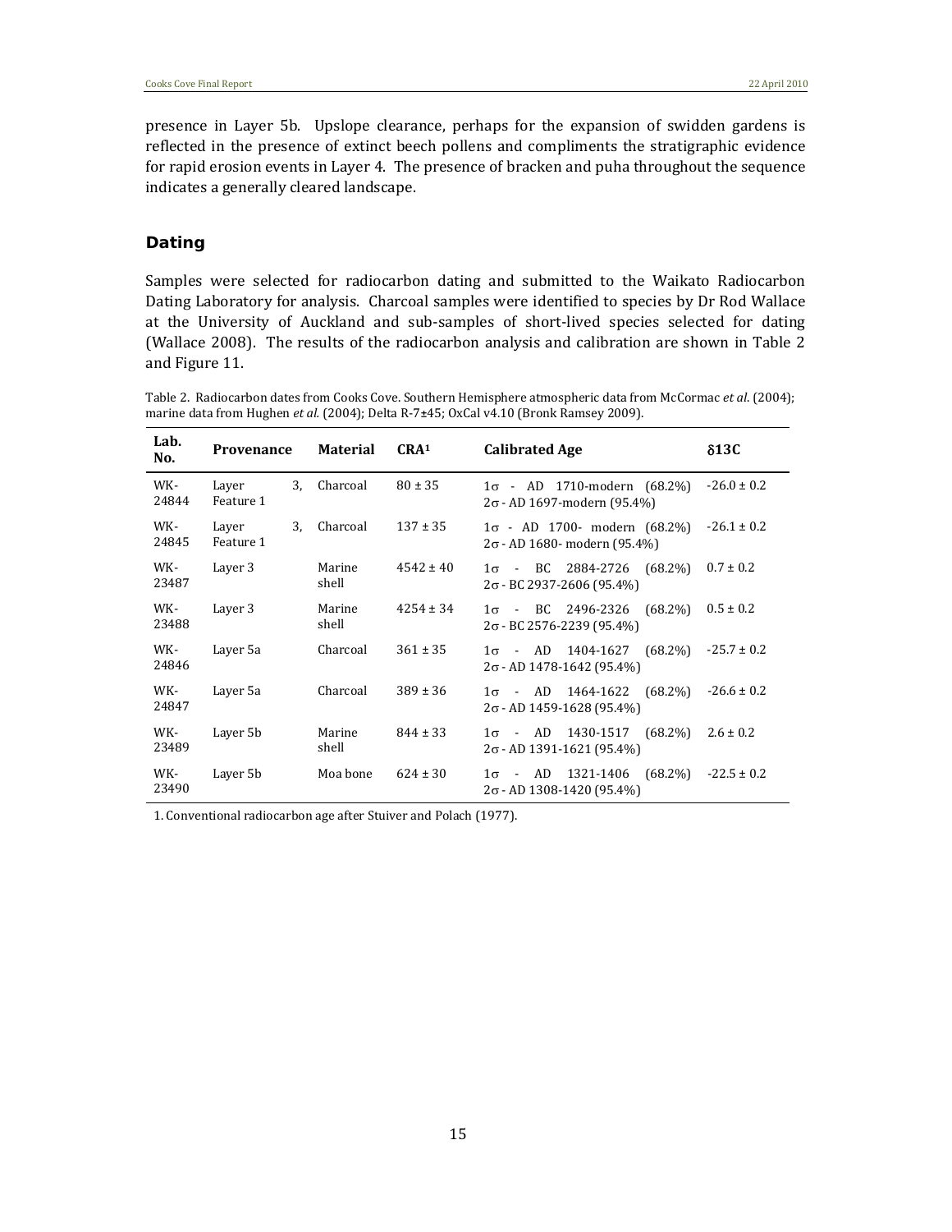presence in Layer 5b. Upslope clearance, perhaps for the expansion of swidden gardens is reflected in the presence of extinct beech pollens and compliments the stratigraphic evidence for rapid erosion events in Layer 4. The presence of bracken and puha throughout the sequence indicates a generally cleared landscape.

## Dating

Samples were selected for radiocarbon dating and submitted to the Waikato Radiocarbon Dating Laboratory for analysis. Charcoal samples were identified to species by Dr Rod Wallace at the University of Auckland and sub-samples of short-lived species selected for dating (Wallace 2008). The results of the radiocarbon analysis and calibration are shown in Table 2 and Figure 11.

Table 2. Radiocarbon dates from Cooks Cove. Southern Hemisphere atmospheric data from McCormac *et al*. (2004); marine data from Hughen *et al.* (2004); Delta R-7±45; OxCal v4.10 (Bronk Ramsey 2009).

| Lab. No. | Provenance | Material | CRA[1] | Calibrated Age | δ13C |
|---|---|---|---|---|---|
| WK-24844 | Layer 3, Feature 1 | Charcoal | 80 ± 35 | 1σ - AD 1710-modern (68.2%)<br>2σ - AD 1697-modern (95.4%) | -26.0 ± 0.2 |
| WK-24845 | Layer 3, Feature 1 | Charcoal | 137 ± 35 | 1σ - AD 1700- modern (68.2%)<br>2σ - AD 1680- modern (95.4%) | -26.1 ± 0.2 |
| WK-23487 | Layer 3 | Marine shell | 4542 ± 40 | 1σ - BC 2884-2726 (68.2%)<br>2σ - BC 2937-2606 (95.4%) | 0.7 ± 0.2 |
| WK-23488 | Layer 3 | Marine shell | 4254 ± 34 | 1σ - BC 2496-2326 (68.2%)<br>2σ - BC 2576-2239 (95.4%) | 0.5 ± 0.2 |
| WK-24846 | Layer 5a | Charcoal | 361 ± 35 | 1σ - AD 1404-1627 (68.2%)<br>2σ - AD 1478-1642 (95.4%) | -25.7 ± 0.2 |
| WK-24847 | Layer 5a | Charcoal | 389 ± 36 | 1σ - AD 1464-1622 (68.2%)<br>2σ - AD 1459-1628 (95.4%) | -26.6 ± 0.2 |
| WK-23489 | Layer 5b | Marine shell | 844 ± 33 | 1σ - AD 1430-1517 (68.2%)<br>2σ - AD 1391-1621 (95.4%) | 2.6 ± 0.2 |
| WK-23490 | Layer 5b | Moa bone | 624 ± 30 | 1σ - AD 1321-1406 (68.2%)<br>2σ - AD 1308-1420 (95.4%) | -22.5 ± 0.2 |

1. Conventional radiocarbon age after Stuiver and Polach (1977).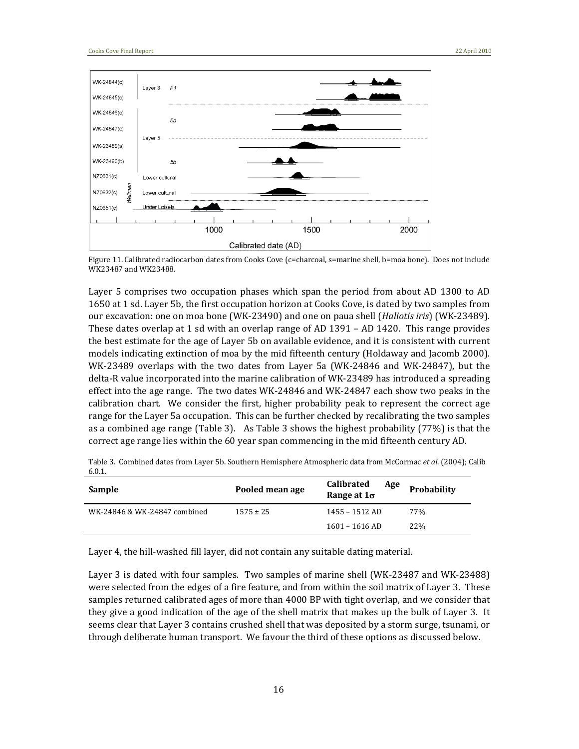Figure 11. Calibrated radiocarbon dates from Cooks Cove (c=charcoal, s=marine shell, b=moa bone). Does not include WK23487 and WK23488.

Layer 5 comprises two occupation phases which span the period from about AD 1300 to AD 1650 at 1 sd. Layer 5b, the first occupation horizon at Cooks Cove, is dated by two samples from our excavation: one on moa bone (WK-23490) and one on paua shell (*Haliotis iris*) (WK-23489). These dates overlap at 1 sd with an overlap range of AD 1391 – AD 1420. This range provides the best estimate for the age of Layer 5b on available evidence, and it is consistent with current models indicating extinction of moa by the mid fifteenth century (Holdaway and Jacomb 2000). WK-23489 overlaps with the two dates from Layer 5a (WK-24846 and WK-24847), but the delta-R value incorporated into the marine calibration of WK-23489 has introduced a spreading effect into the age range. The two dates WK-24846 and WK-24847 each show two peaks in the calibration chart. We consider the first, higher probability peak to represent the correct age range for the Layer 5a occupation. This can be further checked by recalibrating the two samples as a combined age range (Table 3). As Table 3 shows the highest probability (77%) is that the correct age range lies within the 60 year span commencing in the mid fifteenth century AD.

Table 3. Combined dates from Layer 5b. Southern Hemisphere Atmospheric data from McCormac *et al*. (2004); Calib 6.0.1.

| Sample | Pooled mean age | Calibrated Age Range at $1\sigma$ | Probability |
|---|---|---|---|
| WK-24846 & WK-24847 combined | 1575 ± 25 | 1455 – 1512 AD | 77% |
| | | 1601 – 1616 AD | 22% |

Layer 4, the hill-washed fill layer, did not contain any suitable dating material.

Layer 3 is dated with four samples. Two samples of marine shell (WK-23487 and WK-23488) were selected from the edges of a fire feature, and from within the soil matrix of Layer 3. These samples returned calibrated ages of more than 4000 BP with tight overlap, and we consider that they give a good indication of the age of the shell matrix that makes up the bulk of Layer 3. It seems clear that Layer 3 contains crushed shell that was deposited by a storm surge, tsunami, or through deliberate human transport. We favour the third of these options as discussed below.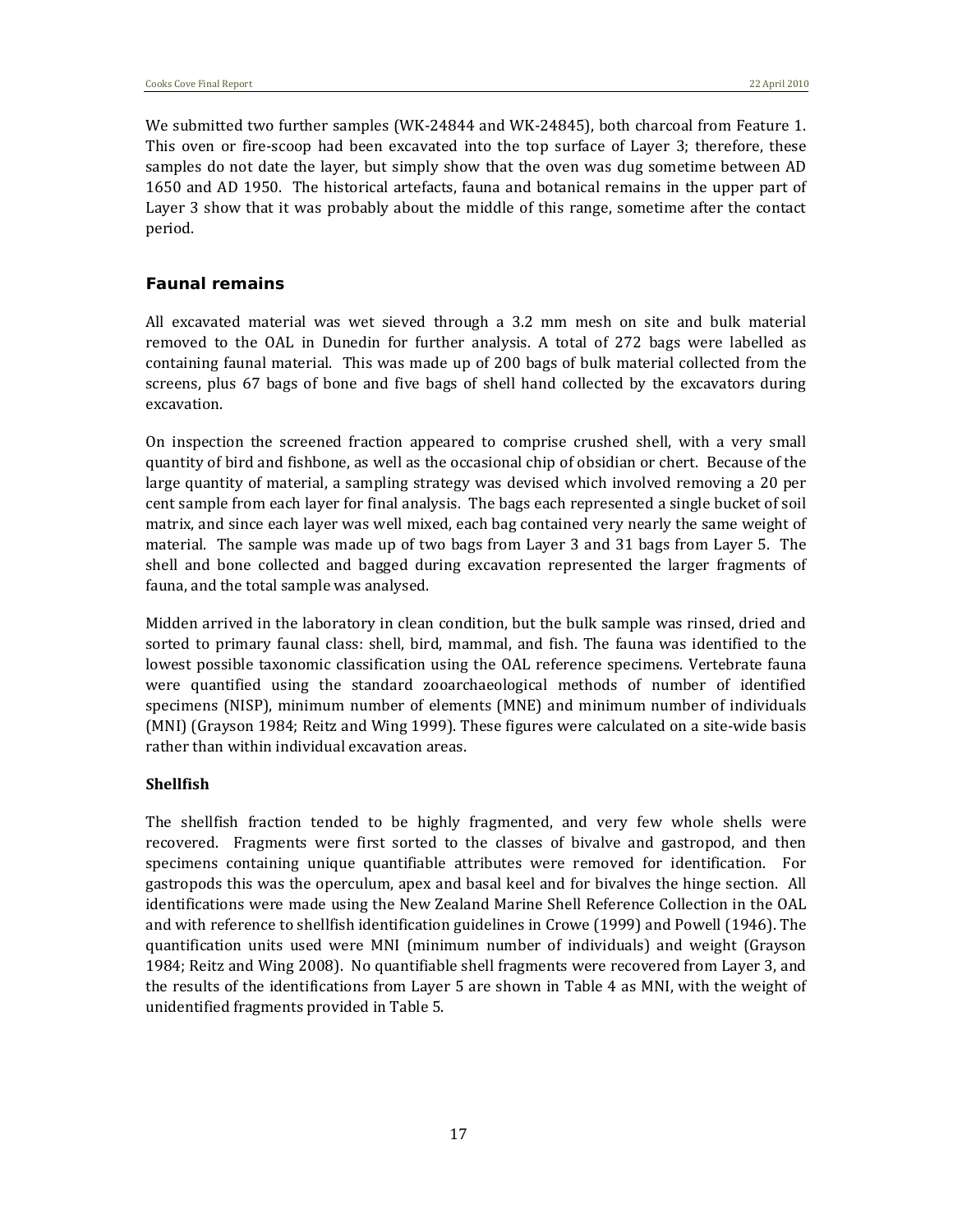We submitted two further samples (WK-24844 and WK-24845), both charcoal from Feature 1. This oven or fire-scoop had been excavated into the top surface of Layer 3; therefore, these samples do not date the layer, but simply show that the oven was dug sometime between AD 1650 and AD 1950. The historical artefacts, fauna and botanical remains in the upper part of Layer 3 show that it was probably about the middle of this range, sometime after the contact period.

## Faunal remains

All excavated material was wet sieved through a 3.2 mm mesh on site and bulk material removed to the OAL in Dunedin for further analysis. A total of 272 bags were labelled as containing faunal material. This was made up of 200 bags of bulk material collected from the screens, plus 67 bags of bone and five bags of shell hand collected by the excavators during excavation.

On inspection the screened fraction appeared to comprise crushed shell, with a very small quantity of bird and fishbone, as well as the occasional chip of obsidian or chert. Because of the large quantity of material, a sampling strategy was devised which involved removing a 20 per cent sample from each layer for final analysis. The bags each represented a single bucket of soil matrix, and since each layer was well mixed, each bag contained very nearly the same weight of material. The sample was made up of two bags from Layer 3 and 31 bags from Layer 5. The shell and bone collected and bagged during excavation represented the larger fragments of fauna, and the total sample was analysed.

Midden arrived in the laboratory in clean condition, but the bulk sample was rinsed, dried and sorted to primary faunal class: shell, bird, mammal, and fish. The fauna was identified to the lowest possible taxonomic classification using the OAL reference specimens. Vertebrate fauna were quantified using the standard zooarchaeological methods of number of identified specimens (NISP), minimum number of elements (MNE) and minimum number of individuals (MNI) (Grayson 1984; Reitz and Wing 1999). These figures were calculated on a site-wide basis rather than within individual excavation areas.

### Shellfish

The shellfish fraction tended to be highly fragmented, and very few whole shells were recovered. Fragments were first sorted to the classes of bivalve and gastropod, and then specimens containing unique quantifiable attributes were removed for identification. For gastropods this was the operculum, apex and basal keel and for bivalves the hinge section. All identifications were made using the New Zealand Marine Shell Reference Collection in the OAL and with reference to shellfish identification guidelines in Crowe (1999) and Powell (1946). The quantification units used were MNI (minimum number of individuals) and weight (Grayson 1984; Reitz and Wing 2008). No quantifiable shell fragments were recovered from Layer 3, and the results of the identifications from Layer 5 are shown in Table 4 as MNI, with the weight of unidentified fragments provided in Table 5.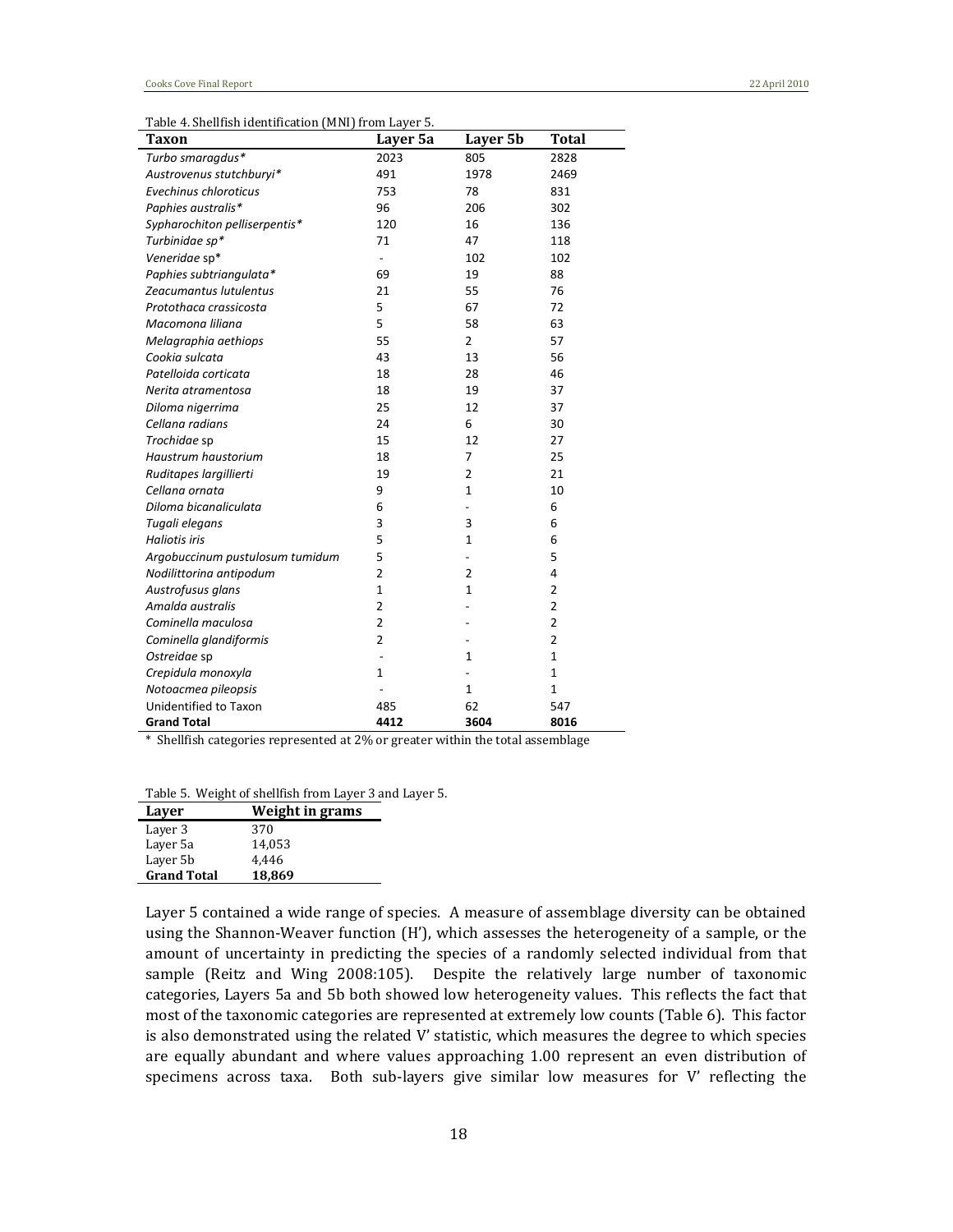Table 4. Shellfish identification (MNI) from Layer 5.

| Taxon | Layer 5a | Layer 5b | Total |
|---|---|---|---|
| *Turbo smaragdus** | 2023 | 805 | 2828 |
| *Austrovenus stutchburyi** | 491 | 1978 | 2469 |
| *Evechinus chloroticus* | 753 | 78 | 831 |
| *Paphies australis** | 96 | 206 | 302 |
| *Sypharochiton pelliserpentis** | 120 | 16 | 136 |
| *Turbinidae sp** | 71 | 47 | 118 |
| *Veneridae* sp* | - | 102 | 102 |
| *Paphies subtriangulata** | 69 | 19 | 88 |
| *Zeacumantus lutulentus* | 21 | 55 | 76 |
| *Protothaca crassicosta* | 5 | 67 | 72 |
| *Macomona liliana* | 5 | 58 | 63 |
| *Melagraphia aethiops* | 55 | 2 | 57 |
| *Cookia sulcata* | 43 | 13 | 56 |
| *Patelloida corticata* | 18 | 28 | 46 |
| *Nerita atramentosa* | 18 | 19 | 37 |
| *Diloma nigerrima* | 25 | 12 | 37 |
| *Cellana radians* | 24 | 6 | 30 |
| *Trochidae* sp | 15 | 12 | 27 |
| *Haustrum haustorium* | 18 | 7 | 25 |
| *Ruditapes largillierti* | 19 | 2 | 21 |
| *Cellana ornata* | 9 | 1 | 10 |
| *Diloma bicanaliculata* | 6 | - | 6 |
| *Tugali elegans* | 3 | 3 | 6 |
| *Haliotis iris* | 5 | 1 | 6 |
| *Argobuccinum pustulosum tumidum* | 5 | - | 5 |
| *Nodilittorina antipodum* | 2 | 2 | 4 |
| *Austrofusus glans* | 1 | 1 | 2 |
| *Amalda australis* | 2 | - | 2 |
| *Cominella maculosa* | 2 | - | 2 |
| *Cominella glandiformis* | 2 | - | 2 |
| *Ostreidae* sp | - | 1 | 1 |
| *Crepidula monoxyla* | 1 | - | 1 |
| *Notoacmea pileopsis* | - | 1 | 1 |
| Unidentified to Taxon | 485 | 62 | 547 |
| **Grand Total** | **4412** | **3604** | **8016** |

\* Shellfish categories represented at 2% or greater within the total assemblage

Table 5. Weight of shellfish from Layer 3 and Layer 5.

| Layer | Weight in grams |
|---|---|
| Layer 3 | 370 |
| Layer 5a | 14,053 |
| Layer 5b | 4,446 |
| **Grand Total** | **18,869** |

Layer 5 contained a wide range of species. A measure of assemblage diversity can be obtained using the Shannon-Weaver function (H'), which assesses the heterogeneity of a sample, or the amount of uncertainty in predicting the species of a randomly selected individual from that sample (Reitz and Wing 2008:105). Despite the relatively large number of taxonomic categories, Layers 5a and 5b both showed low heterogeneity values. This reflects the fact that most of the taxonomic categories are represented at extremely low counts (Table 6). This factor is also demonstrated using the related V' statistic, which measures the degree to which species are equally abundant and where values approaching 1.00 represent an even distribution of specimens across taxa. Both sub-layers give similar low measures for V' reflecting the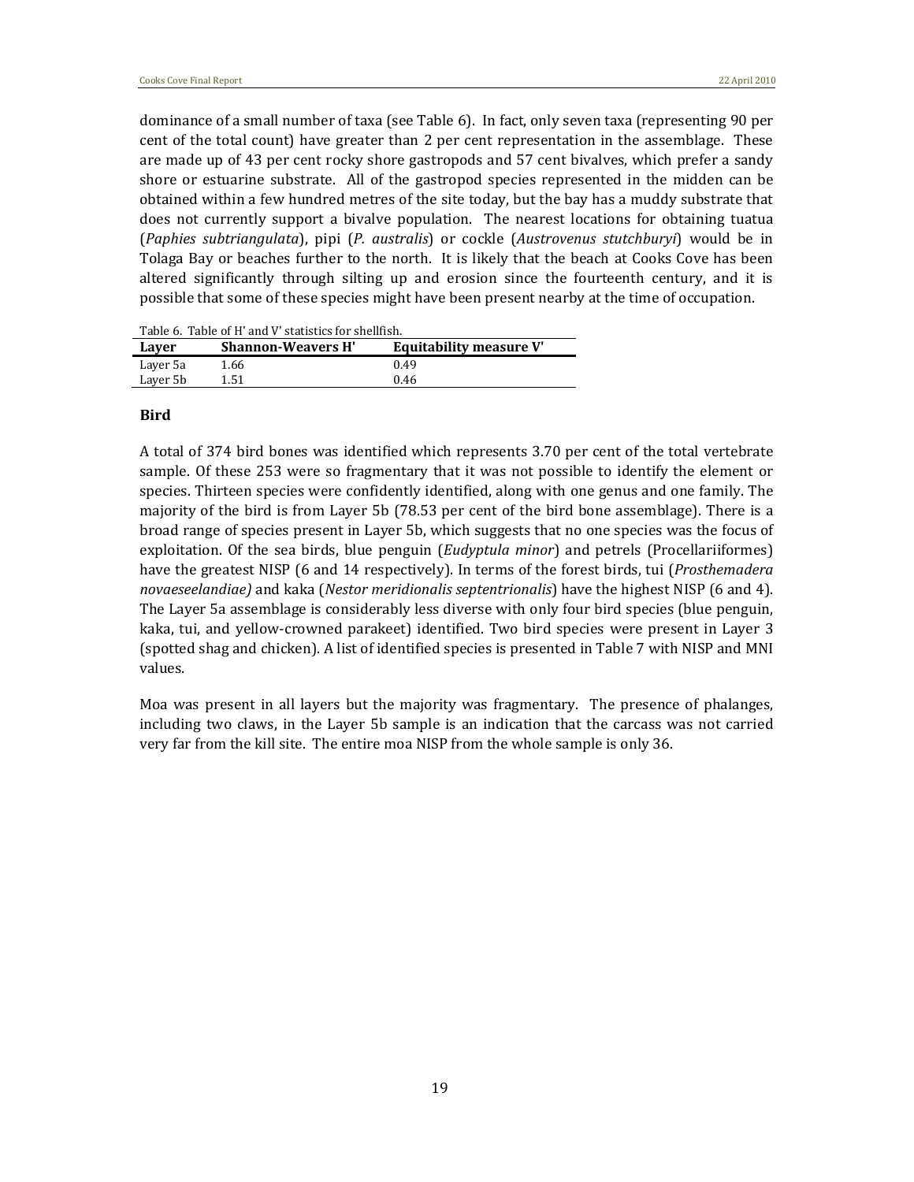dominance of a small number of taxa (see Table 6). In fact, only seven taxa (representing 90 per cent of the total count) have greater than 2 per cent representation in the assemblage. These are made up of 43 per cent rocky shore gastropods and 57 cent bivalves, which prefer a sandy shore or estuarine substrate. All of the gastropod species represented in the midden can be obtained within a few hundred metres of the site today, but the bay has a muddy substrate that does not currently support a bivalve population. The nearest locations for obtaining tuatua (*Paphies subtriangulata*), pipi (*P. australis*) or cockle (*Austrovenus stutchburyi*) would be in Tolaga Bay or beaches further to the north. It is likely that the beach at Cooks Cove has been altered significantly through silting up and erosion since the fourteenth century, and it is possible that some of these species might have been present nearby at the time of occupation.

Table 6. Table of H' and V' statistics for shellfish.

| Layer | Shannon-Weavers H' | Equitability measure V' |
|---|---|---|
| Layer 5a | 1.66 | 0.49 |
| Layer 5b | 1.51 | 0.46 |

### Bird

A total of 374 bird bones was identified which represents 3.70 per cent of the total vertebrate sample. Of these 253 were so fragmentary that it was not possible to identify the element or species. Thirteen species were confidently identified, along with one genus and one family. The majority of the bird is from Layer 5b (78.53 per cent of the bird bone assemblage). There is a broad range of species present in Layer 5b, which suggests that no one species was the focus of exploitation. Of the sea birds, blue penguin (*Eudyptula minor*) and petrels (Procellariiformes) have the greatest NISP (6 and 14 respectively). In terms of the forest birds, tui (*Prosthemadera novaeseelandiae)* and kaka (*Nestor meridionalis septentrionalis*) have the highest NISP (6 and 4). The Layer 5a assemblage is considerably less diverse with only four bird species (blue penguin, kaka, tui, and yellow-crowned parakeet) identified. Two bird species were present in Layer 3 (spotted shag and chicken). A list of identified species is presented in Table 7 with NISP and MNI values.

Moa was present in all layers but the majority was fragmentary. The presence of phalanges, including two claws, in the Layer 5b sample is an indication that the carcass was not carried very far from the kill site. The entire moa NISP from the whole sample is only 36.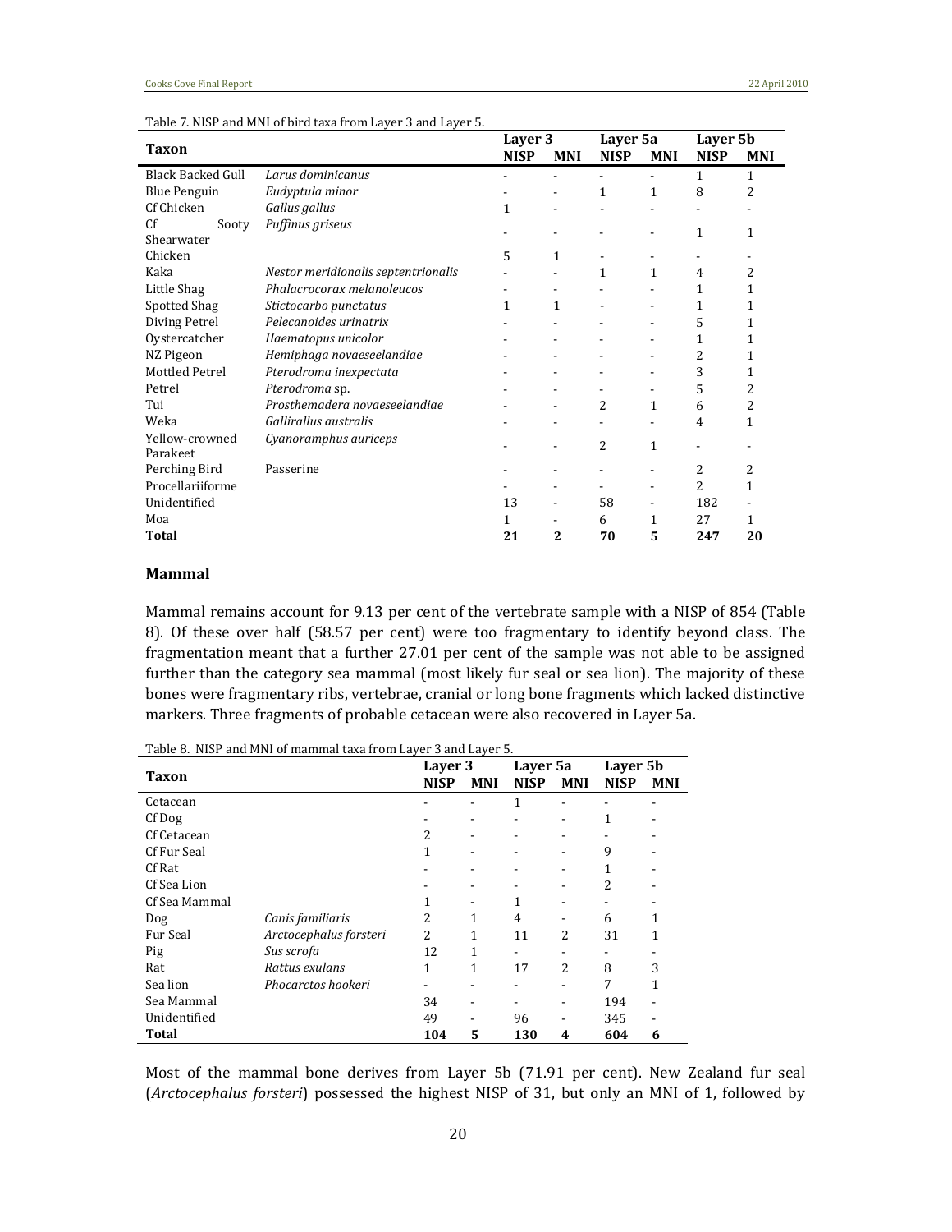Table 7. NISP and MNI of bird taxa from Layer 3 and Layer 5.

| Taxon | | Layer 3 | | Layer 5a | | Layer 5b | |
|---|---|---|---|---|---|---|---|
| | | **NISP** | **MNI** | **NISP** | **MNI** | **NISP** | **MNI** |
| Black Backed Gull | *Larus dominicanus* | - | - | - | - | 1 | 1 |
| Blue Penguin | *Eudyptula minor* | - | - | 1 | 1 | 8 | 2 |
| Cf Chicken | *Gallus gallus* | 1 | - | - | - | - | - |
| Cf Sooty Shearwater | *Puffinus griseus* | - | - | - | - | 1 | 1 |
| Chicken | | 5 | 1 | - | - | - | - |
| Kaka | *Nestor meridionalis septentrionalis* | - | - | 1 | 1 | 4 | 2 |
| Little Shag | *Phalacrocorax melanoleucos* | - | - | - | - | 1 | 1 |
| Spotted Shag | *Stictocarbo punctatus* | 1 | 1 | - | - | 1 | 1 |
| Diving Petrel | *Pelecanoides urinatrix* | - | - | - | - | 5 | 1 |
| Oystercatcher | *Haematopus unicolor* | - | - | - | - | 1 | 1 |
| NZ Pigeon | *Hemiphaga novaeseelandiae* | - | - | - | - | 2 | 1 |
| Mottled Petrel | *Pterodroma inexpectata* | - | - | - | - | 3 | 1 |
| Petrel | *Pterodroma* sp. | - | - | - | - | 5 | 2 |
| Tui | *Prosthemadera novaeseelandiae* | - | - | 2 | 1 | 6 | 2 |
| Weka | *Gallirallus australis* | - | - | - | - | 4 | 1 |
| Yellow-crowned Parakeet | *Cyanoramphus auriceps* | - | - | 2 | 1 | - | - |
| Perching Bird | Passerine | - | - | - | - | 2 | 2 |
| Procellariiforme | | - | - | - | - | 2 | 1 |
| Unidentified | | 13 | - | 58 | - | 182 | - |
| Moa | | 1 | - | 6 | 1 | 27 | 1 |
| **Total** | | **21** | **2** | **70** | **5** | **247** | **20** |

### Mammal

Mammal remains account for 9.13 per cent of the vertebrate sample with a NISP of 854 (Table 8). Of these over half (58.57 per cent) were too fragmentary to identify beyond class. The fragmentation meant that a further 27.01 per cent of the sample was not able to be assigned further than the category sea mammal (most likely fur seal or sea lion). The majority of these bones were fragmentary ribs, vertebrae, cranial or long bone fragments which lacked distinctive markers. Three fragments of probable cetacean were also recovered in Layer 5a.

Table 8. NISP and MNI of mammal taxa from Layer 3 and Layer 5.

| Taxon | | Layer 3 | | Layer 5a | | Layer 5b | |
|---|---|---|---|---|---|---|---|
| | | **NISP** | **MNI** | **NISP** | **MNI** | **NISP** | **MNI** |
| Cetacean | | - | - | 1 | - | - | - |
| Cf Dog | | - | - | - | - | 1 | - |
| Cf Cetacean | | 2 | - | - | - | - | - |
| Cf Fur Seal | | 1 | - | - | - | 9 | - |
| Cf Rat | | - | - | - | - | 1 | - |
| Cf Sea Lion | | - | - | - | - | 2 | - |
| Cf Sea Mammal | | 1 | - | 1 | - | - | - |
| Dog | *Canis familiaris* | 2 | 1 | 4 | - | 6 | 1 |
| Fur Seal | *Arctocephalus forsteri* | 2 | 1 | 11 | 2 | 31 | 1 |
| Pig | *Sus scrofa* | 12 | 1 | - | - | - | - |
| Rat | *Rattus exulans* | 1 | 1 | 17 | 2 | 8 | 3 |
| Sea lion | *Phocarctos hookeri* | - | - | - | - | 7 | 1 |
| Sea Mammal | | 34 | - | - | - | 194 | - |
| Unidentified | | 49 | - | 96 | - | 345 | - |
| **Total** | | **104** | **5** | **130** | **4** | **604** | **6** |

Most of the mammal bone derives from Layer 5b (71.91 per cent). New Zealand fur seal (*Arctocephalus forsteri*) possessed the highest NISP of 31, but only an MNI of 1, followed by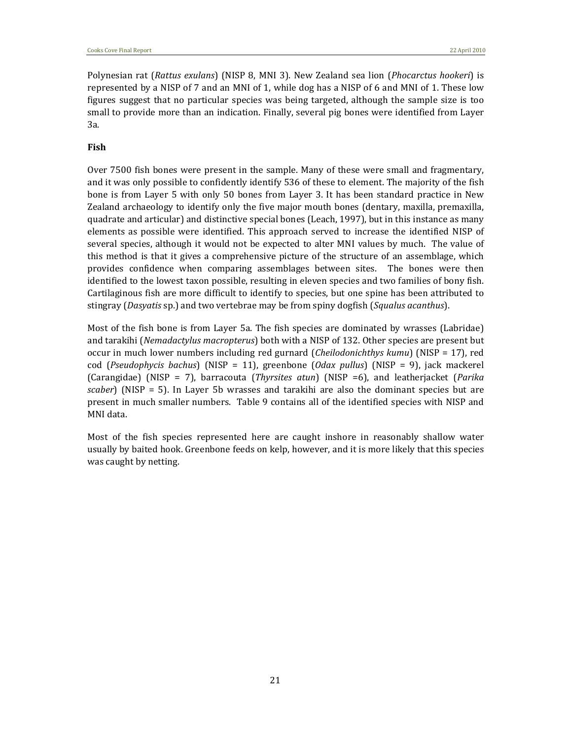Polynesian rat (*Rattus exulans*) (NISP 8, MNI 3). New Zealand sea lion (*Phocarctus hookeri*) is represented by a NISP of 7 and an MNI of 1, while dog has a NISP of 6 and MNI of 1. These low figures suggest that no particular species was being targeted, although the sample size is too small to provide more than an indication. Finally, several pig bones were identified from Layer 3a.

**Fish**

Over 7500 fish bones were present in the sample. Many of these were small and fragmentary, and it was only possible to confidently identify 536 of these to element. The majority of the fish bone is from Layer 5 with only 50 bones from Layer 3. It has been standard practice in New Zealand archaeology to identify only the five major mouth bones (dentary, maxilla, premaxilla, quadrate and articular) and distinctive special bones (Leach, 1997), but in this instance as many elements as possible were identified. This approach served to increase the identified NISP of several species, although it would not be expected to alter MNI values by much. The value of this method is that it gives a comprehensive picture of the structure of an assemblage, which provides confidence when comparing assemblages between sites. The bones were then identified to the lowest taxon possible, resulting in eleven species and two families of bony fish. Cartilaginous fish are more difficult to identify to species, but one spine has been attributed to stingray (*Dasyatis* sp.) and two vertebrae may be from spiny dogfish (*Squalus acanthus*).

Most of the fish bone is from Layer 5a. The fish species are dominated by wrasses (Labridae) and tarakihi (*Nemadactylus macropterus*) both with a NISP of 132. Other species are present but occur in much lower numbers including red gurnard (*Cheilodonichthys kumu*) (NISP = 17), red cod (*Pseudophycis bachus*) (NISP = 11), greenbone (*Odax pullus*) (NISP = 9), jack mackerel (Carangidae) (NISP = 7), barracouta (*Thyrsites atun*) (NISP =6), and leatherjacket (*Parika scaber*) (NISP = 5). In Layer 5b wrasses and tarakihi are also the dominant species but are present in much smaller numbers. Table 9 contains all of the identified species with NISP and MNI data.

Most of the fish species represented here are caught inshore in reasonably shallow water usually by baited hook. Greenbone feeds on kelp, however, and it is more likely that this species was caught by netting.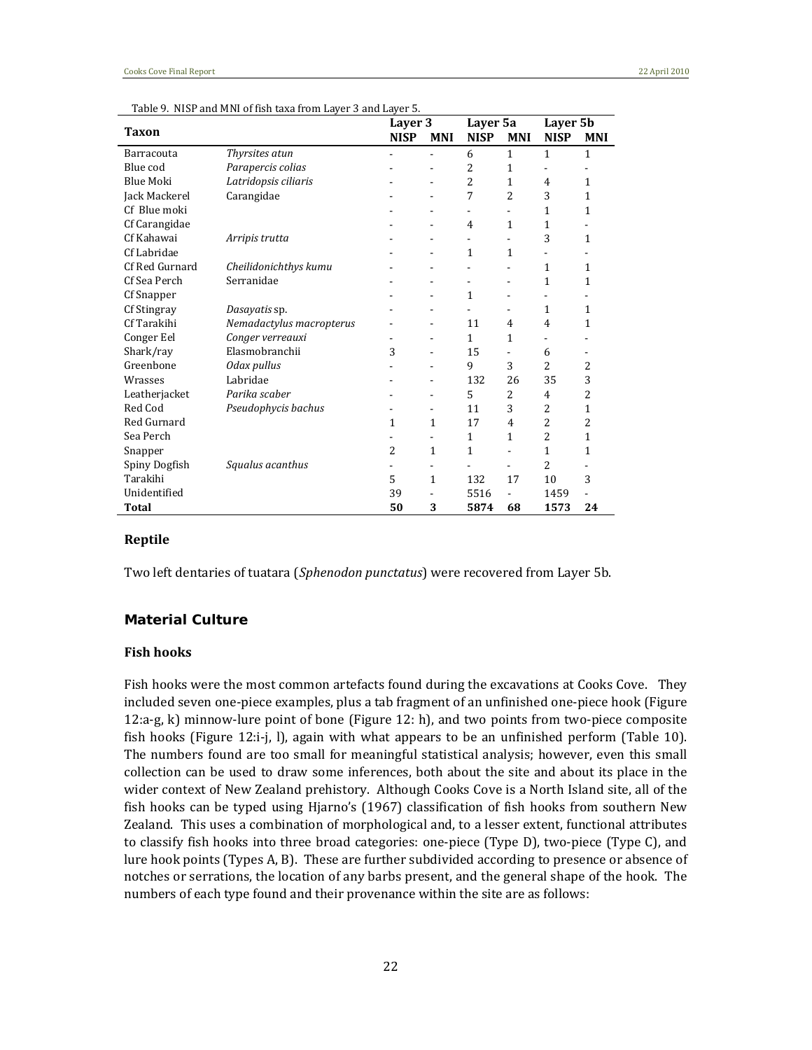Table 9. NISP and MNI of fish taxa from Layer 3 and Layer 5.

| Taxon | | Layer 3 | | Layer 5a | | Layer 5b | |
|---|---|---|---|---|---|---|---|
| | | **NISP** | **MNI** | **NISP** | **MNI** | **NISP** | **MNI** |
| Barracouta | *Thyrsites atun* | - | - | 6 | 1 | 1 | 1 |
| Blue cod | *Parapercis colias* | - | - | 2 | 1 | - | - |
| Blue Moki | *Latridopsis ciliaris* | - | - | 2 | 1 | 4 | 1 |
| Jack Mackerel | Carangidae | - | - | 7 | 2 | 3 | 1 |
| Cf Blue moki | | - | - | - | - | 1 | 1 |
| Cf Carangidae | | - | - | 4 | 1 | 1 | - |
| Cf Kahawai | *Arripis trutta* | - | - | - | - | 3 | 1 |
| Cf Labridae | | - | - | 1 | 1 | - | - |
| Cf Red Gurnard | *Cheilidonichthys kumu* | - | - | - | - | 1 | 1 |
| Cf Sea Perch | Serranidae | - | - | - | - | 1 | 1 |
| Cf Snapper | | - | - | 1 | - | - | - |
| Cf Stingray | *Dasayatis* sp. | - | - | - | - | 1 | 1 |
| Cf Tarakihi | *Nemadactylus macropterus* | - | - | 11 | 4 | 4 | 1 |
| Conger Eel | *Conger verreauxi* | - | - | 1 | 1 | - | - |
| Shark/ray | Elasmobranchii | 3 | - | 15 | - | 6 | - |
| Greenbone | *Odax pullus* | - | - | 9 | 3 | 2 | 2 |
| Wrasses | Labridae | - | - | 132 | 26 | 35 | 3 |
| Leatherjacket | *Parika scaber* | - | - | 5 | 2 | 4 | 2 |
| Red Cod | *Pseudophycis bachus* | - | - | 11 | 3 | 2 | 1 |
| Red Gurnard | | 1 | 1 | 17 | 4 | 2 | 2 |
| Sea Perch | | - | - | 1 | 1 | 2 | 1 |
| Snapper | | 2 | 1 | 1 | - | 1 | 1 |
| Spiny Dogfish | *Squalus acanthus* | - | - | - | - | 2 | - |
| Tarakihi | | 5 | 1 | 132 | 17 | 10 | 3 |
| Unidentified | | 39 | - | 5516 | - | 1459 | - |
| **Total** | | **50** | **3** | **5874** | **68** | **1573** | **24** |

### Reptile

Two left dentaries of tuatara (*Sphenodon punctatus*) were recovered from Layer 5b.

## Material Culture

### Fish hooks

Fish hooks were the most common artefacts found during the excavations at Cooks Cove. They included seven one-piece examples, plus a tab fragment of an unfinished one-piece hook (Figure 12:a-g, k) minnow-lure point of bone (Figure 12: h), and two points from two-piece composite fish hooks (Figure 12:i-j, l), again with what appears to be an unfinished perform (Table 10). The numbers found are too small for meaningful statistical analysis; however, even this small collection can be used to draw some inferences, both about the site and about its place in the wider context of New Zealand prehistory. Although Cooks Cove is a North Island site, all of the fish hooks can be typed using Hjarno's (1967) classification of fish hooks from southern New Zealand. This uses a combination of morphological and, to a lesser extent, functional attributes to classify fish hooks into three broad categories: one-piece (Type D), two-piece (Type C), and lure hook points (Types A, B). These are further subdivided according to presence or absence of notches or serrations, the location of any barbs present, and the general shape of the hook. The numbers of each type found and their provenance within the site are as follows: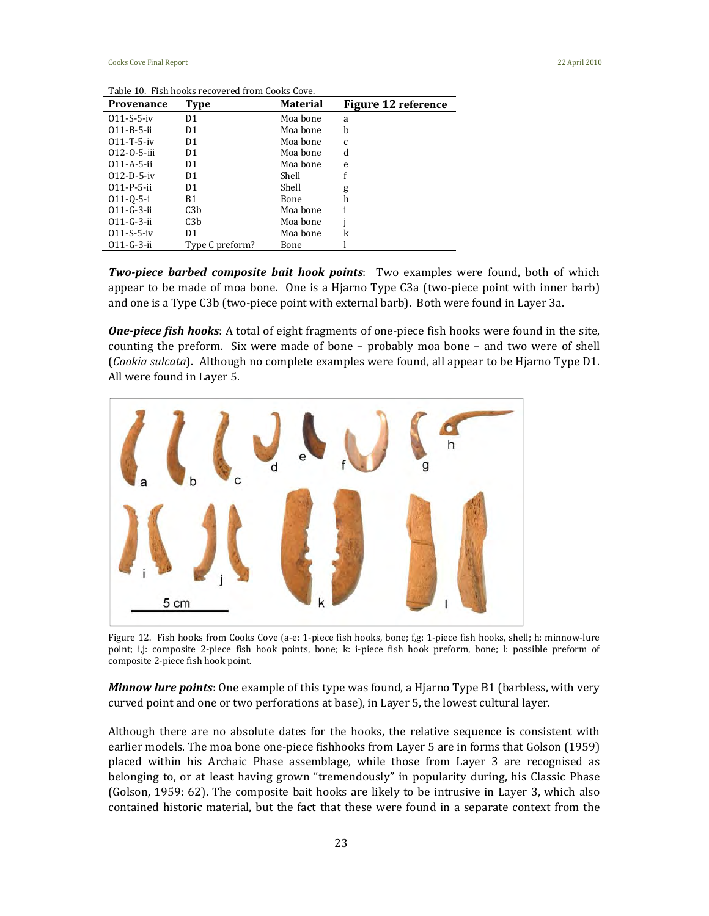Table 10. Fish hooks recovered from Cooks Cove.

| Provenance | Type | Material | Figure 12 reference |
|---|---|---|---|
| 011-S-5-iv | D1 | Moa bone | a |
| 011-B-5-ii | D1 | Moa bone | b |
| 011-T-5-iv | D1 | Moa bone | c |
| 012-O-5-iii | D1 | Moa bone | d |
| 011-A-5-ii | D1 | Moa bone | e |
| 012-D-5-iv | D1 | Shell | f |
| 011-P-5-ii | D1 | Shell | g |
| 011-Q-5-i | B1 | Bone | h |
| 011-G-3-ii | C3b | Moa bone | i |
| 011-G-3-ii | C3b | Moa bone | j |
| 011-S-5-iv | D1 | Moa bone | k |
| 011-G-3-ii | Type C preform? | Bone | l |

***Two-piece barbed composite bait hook points***: Two examples were found, both of which appear to be made of moa bone. One is a Hjarno Type C3a (two-piece point with inner barb) and one is a Type C3b (two-piece point with external barb). Both were found in Layer 3a.

***One-piece fish hooks***: A total of eight fragments of one-piece fish hooks were found in the site, counting the preform. Six were made of bone – probably moa bone – and two were of shell (*Cookia sulcata*). Although no complete examples were found, all appear to be Hjarno Type D1. All were found in Layer 5.

Figure 12. Fish hooks from Cooks Cove (a-e: 1-piece fish hooks, bone; f,g: 1-piece fish hooks, shell; h: minnow-lure point; i,j: composite 2-piece fish hook points, bone; k: i-piece fish hook preform, bone; l: possible preform of composite 2-piece fish hook point.

***Minnow lure points***: One example of this type was found, a Hjarno Type B1 (barbless, with very curved point and one or two perforations at base), in Layer 5, the lowest cultural layer.

Although there are no absolute dates for the hooks, the relative sequence is consistent with earlier models. The moa bone one-piece fishhooks from Layer 5 are in forms that Golson (1959) placed within his Archaic Phase assemblage, while those from Layer 3 are recognised as belonging to, or at least having grown "tremendously" in popularity during, his Classic Phase (Golson, 1959: 62). The composite bait hooks are likely to be intrusive in Layer 3, which also contained historic material, but the fact that these were found in a separate context from the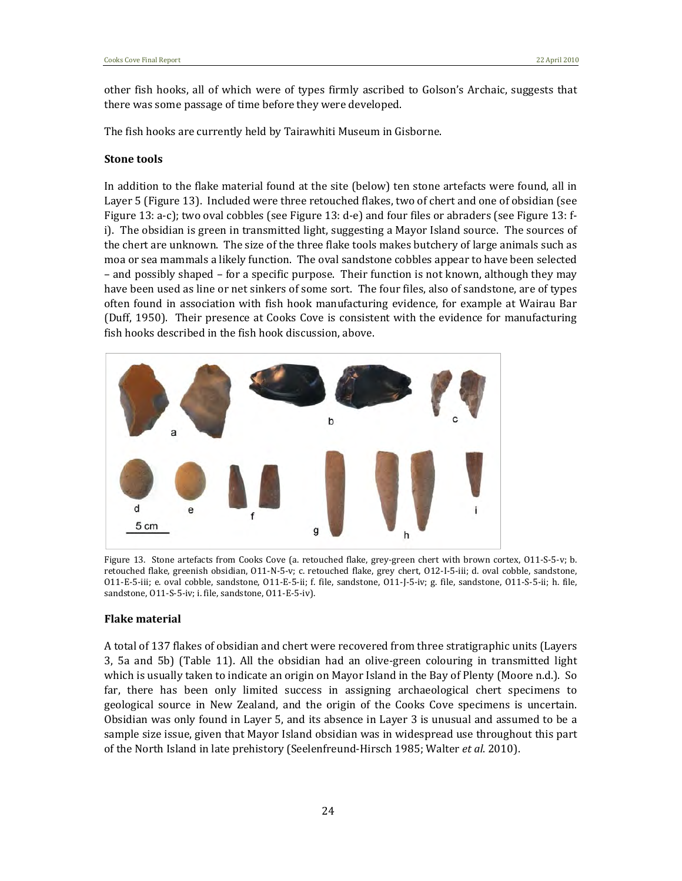other fish hooks, all of which were of types firmly ascribed to Golson's Archaic, suggests that there was some passage of time before they were developed.

The fish hooks are currently held by Tairawhiti Museum in Gisborne.

**Stone tools**

In addition to the flake material found at the site (below) ten stone artefacts were found, all in Layer 5 (Figure 13). Included were three retouched flakes, two of chert and one of obsidian (see Figure 13: a-c); two oval cobbles (see Figure 13: d-e) and four files or abraders (see Figure 13: f-i). The obsidian is green in transmitted light, suggesting a Mayor Island source. The sources of the chert are unknown. The size of the three flake tools makes butchery of large animals such as moa or sea mammals a likely function. The oval sandstone cobbles appear to have been selected – and possibly shaped – for a specific purpose. Their function is not known, although they may have been used as line or net sinkers of some sort. The four files, also of sandstone, are of types often found in association with fish hook manufacturing evidence, for example at Wairau Bar (Duff, 1950). Their presence at Cooks Cove is consistent with the evidence for manufacturing fish hooks described in the fish hook discussion, above.

Figure 13. Stone artefacts from Cooks Cove (a. retouched flake, grey-green chert with brown cortex, O11-S-5-v; b. retouched flake, greenish obsidian, O11-N-5-v; c. retouched flake, grey chert, O12-I-5-iii; d. oval cobble, sandstone, O11-E-5-iii; e. oval cobble, sandstone, O11-E-5-ii; f. file, sandstone, O11-J-5-iv; g. file, sandstone, O11-S-5-ii; h. file, sandstone, O11-S-5-iv; i. file, sandstone, O11-E-5-iv).

**Flake material**

A total of 137 flakes of obsidian and chert were recovered from three stratigraphic units (Layers 3, 5a and 5b) (Table 11). All the obsidian had an olive-green colouring in transmitted light which is usually taken to indicate an origin on Mayor Island in the Bay of Plenty (Moore n.d.). So far, there has been only limited success in assigning archaeological chert specimens to geological source in New Zealand, and the origin of the Cooks Cove specimens is uncertain. Obsidian was only found in Layer 5, and its absence in Layer 3 is unusual and assumed to be a sample size issue, given that Mayor Island obsidian was in widespread use throughout this part of the North Island in late prehistory (Seelenfreund-Hirsch 1985; Walter *et al*. 2010).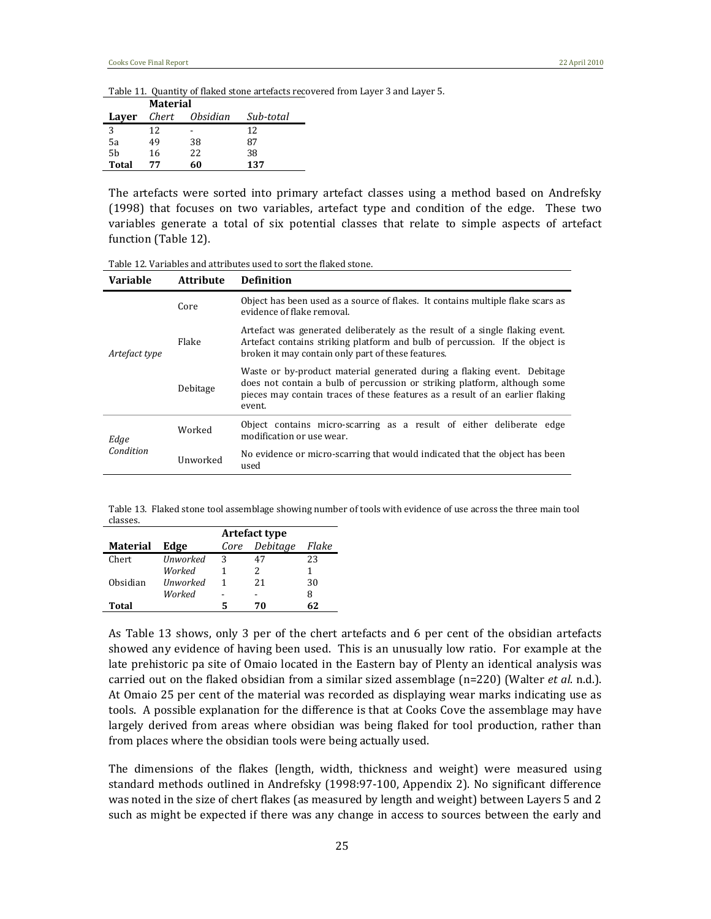Table 11. Quantity of flaked stone artefacts recovered from Layer 3 and Layer 5.

| | **Material** | | |
|---|---|---|---|
| **Layer** | *Chert* | *Obsidian* | *Sub-total* |
| 3 | 12 | - | 12 |
| 5a | 49 | 38 | 87 |
| 5b | 16 | 22 | 38 |
| **Total** | **77** | **60** | **137** |

The artefacts were sorted into primary artefact classes using a method based on Andrefsky (1998) that focuses on two variables, artefact type and condition of the edge. These two variables generate a total of six potential classes that relate to simple aspects of artefact function (Table 12).

Table 12. Variables and attributes used to sort the flaked stone.

| **Variable** | **Attribute** | **Definition** |
|---|---|---|
| *Artefact type* | Core | Object has been used as a source of flakes. It contains multiple flake scars as evidence of flake removal. |
| | Flake | Artefact was generated deliberately as the result of a single flaking event. Artefact contains striking platform and bulb of percussion. If the object is broken it may contain only part of these features. |
| | Debitage | Waste or by-product material generated during a flaking event. Debitage does not contain a bulb of percussion or striking platform, although some pieces may contain traces of these features as a result of an earlier flaking event. |
| *Edge Condition* | Worked | Object contains micro-scarring as a result of either deliberate edge modification or use wear. |
| | Unworked | No evidence or micro-scarring that would indicated that the object has been used |

Table 13. Flaked stone tool assemblage showing number of tools with evidence of use across the three main tool classes.

| | | **Artefact type** | | |
|---|---|---|---|---|
| **Material** | **Edge** | *Core* | *Debitage* | *Flake* |
| Chert | *Unworked* | 3 | 47 | 23 |
| | *Worked* | 1 | 2 | 1 |
| Obsidian | *Unworked* | 1 | 21 | 30 |
| | *Worked* | - | - | 8 |
| **Total** | | **5** | **70** | **62** |

As Table 13 shows, only 3 per of the chert artefacts and 6 per cent of the obsidian artefacts showed any evidence of having been used. This is an unusually low ratio. For example at the late prehistoric pa site of Omaio located in the Eastern bay of Plenty an identical analysis was carried out on the flaked obsidian from a similar sized assemblage (n=220) (Walter *et al*. n.d.). At Omaio 25 per cent of the material was recorded as displaying wear marks indicating use as tools. A possible explanation for the difference is that at Cooks Cove the assemblage may have largely derived from areas where obsidian was being flaked for tool production, rather than from places where the obsidian tools were being actually used.

The dimensions of the flakes (length, width, thickness and weight) were measured using standard methods outlined in Andrefsky (1998:97-100, Appendix 2). No significant difference was noted in the size of chert flakes (as measured by length and weight) between Layers 5 and 2 such as might be expected if there was any change in access to sources between the early and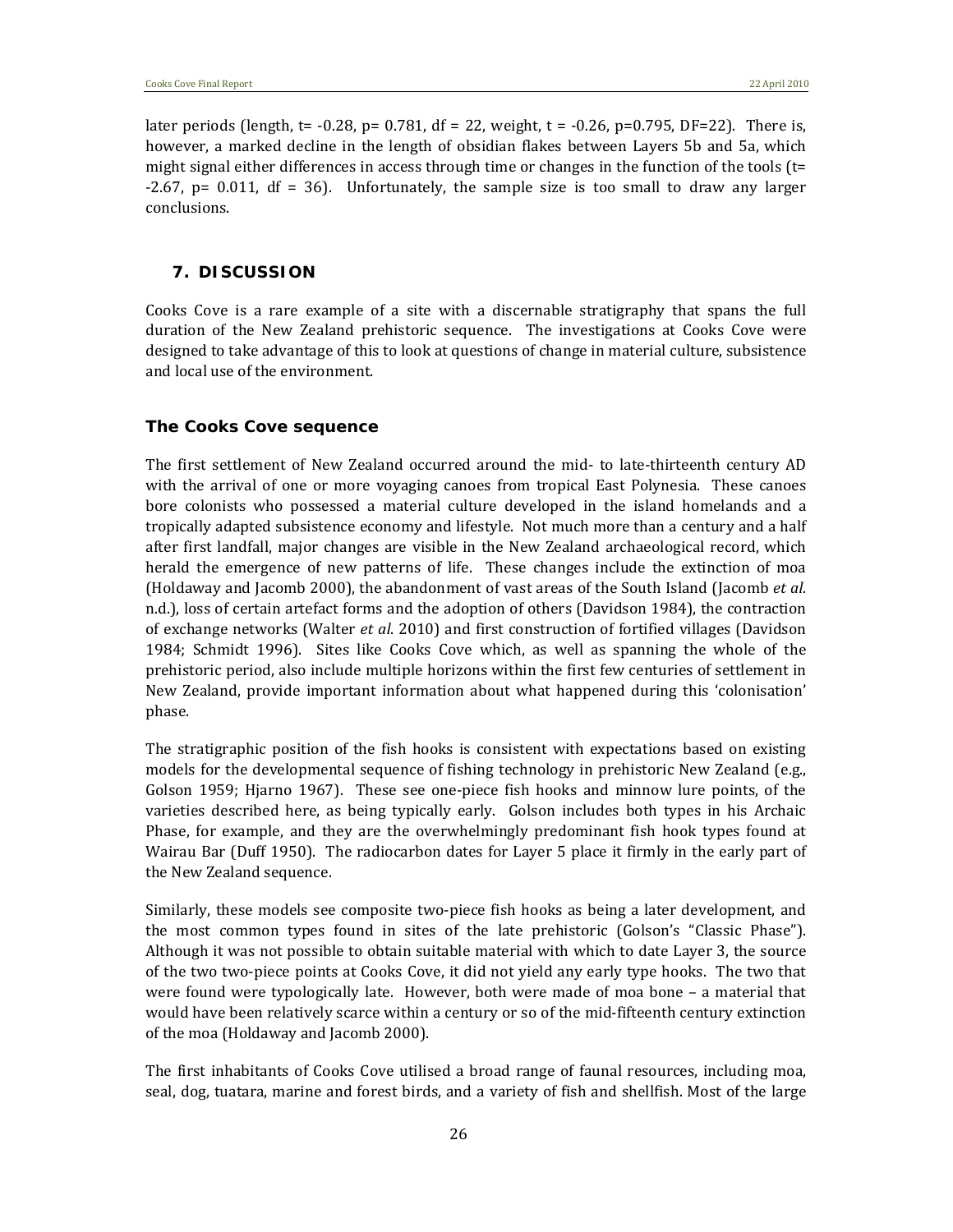later periods (length, $t = -0.28$, $p = 0.781$, $df = 22$, weight, $t = -0.26$, $p = 0.795$, $DF = 22$). There is, however, a marked decline in the length of obsidian flakes between Layers 5b and 5a, which might signal either differences in access through time or changes in the function of the tools ($t = -2.67$, $p = 0.011$, $df = 36$). Unfortunately, the sample size is too small to draw any larger conclusions.

## 7. DISCUSSION

Cooks Cove is a rare example of a site with a discernable stratigraphy that spans the full duration of the New Zealand prehistoric sequence. The investigations at Cooks Cove were designed to take advantage of this to look at questions of change in material culture, subsistence and local use of the environment.

### The Cooks Cove sequence

The first settlement of New Zealand occurred around the mid- to late-thirteenth century AD with the arrival of one or more voyaging canoes from tropical East Polynesia. These canoes bore colonists who possessed a material culture developed in the island homelands and a tropically adapted subsistence economy and lifestyle. Not much more than a century and a half after first landfall, major changes are visible in the New Zealand archaeological record, which herald the emergence of new patterns of life. These changes include the extinction of moa (Holdaway and Jacomb 2000), the abandonment of vast areas of the South Island (Jacomb *et al*. n.d.), loss of certain artefact forms and the adoption of others (Davidson 1984), the contraction of exchange networks (Walter *et al*. 2010) and first construction of fortified villages (Davidson 1984; Schmidt 1996). Sites like Cooks Cove which, as well as spanning the whole of the prehistoric period, also include multiple horizons within the first few centuries of settlement in New Zealand, provide important information about what happened during this 'colonisation' phase.

The stratigraphic position of the fish hooks is consistent with expectations based on existing models for the developmental sequence of fishing technology in prehistoric New Zealand (e.g., Golson 1959; Hjarno 1967). These see one-piece fish hooks and minnow lure points, of the varieties described here, as being typically early. Golson includes both types in his Archaic Phase, for example, and they are the overwhelmingly predominant fish hook types found at Wairau Bar (Duff 1950). The radiocarbon dates for Layer 5 place it firmly in the early part of the New Zealand sequence.

Similarly, these models see composite two-piece fish hooks as being a later development, and the most common types found in sites of the late prehistoric (Golson's "Classic Phase"). Although it was not possible to obtain suitable material with which to date Layer 3, the source of the two two-piece points at Cooks Cove, it did not yield any early type hooks. The two that were found were typologically late. However, both were made of moa bone – a material that would have been relatively scarce within a century or so of the mid-fifteenth century extinction of the moa (Holdaway and Jacomb 2000).

The first inhabitants of Cooks Cove utilised a broad range of faunal resources, including moa, seal, dog, tuatara, marine and forest birds, and a variety of fish and shellfish. Most of the large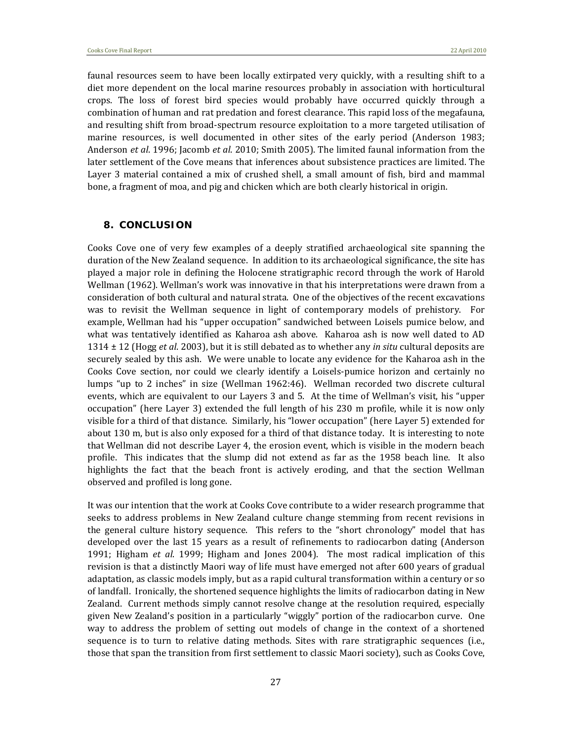faunal resources seem to have been locally extirpated very quickly, with a resulting shift to a diet more dependent on the local marine resources probably in association with horticultural crops. The loss of forest bird species would probably have occurred quickly through a combination of human and rat predation and forest clearance. This rapid loss of the megafauna, and resulting shift from broad-spectrum resource exploitation to a more targeted utilisation of marine resources, is well documented in other sites of the early period (Anderson 1983; Anderson *et al*. 1996; Jacomb *et al*. 2010; Smith 2005). The limited faunal information from the later settlement of the Cove means that inferences about subsistence practices are limited. The Layer 3 material contained a mix of crushed shell, a small amount of fish, bird and mammal bone, a fragment of moa, and pig and chicken which are both clearly historical in origin.

## 8. CONCLUSION

Cooks Cove one of very few examples of a deeply stratified archaeological site spanning the duration of the New Zealand sequence. In addition to its archaeological significance, the site has played a major role in defining the Holocene stratigraphic record through the work of Harold Wellman (1962). Wellman's work was innovative in that his interpretations were drawn from a consideration of both cultural and natural strata. One of the objectives of the recent excavations was to revisit the Wellman sequence in light of contemporary models of prehistory. For example, Wellman had his "upper occupation" sandwiched between Loisels pumice below, and what was tentatively identified as Kaharoa ash above. Kaharoa ash is now well dated to AD 1314 ± 12 (Hogg *et al*. 2003), but it is still debated as to whether any *in situ* cultural deposits are securely sealed by this ash. We were unable to locate any evidence for the Kaharoa ash in the Cooks Cove section, nor could we clearly identify a Loisels-pumice horizon and certainly no lumps "up to 2 inches" in size (Wellman 1962:46). Wellman recorded two discrete cultural events, which are equivalent to our Layers 3 and 5. At the time of Wellman's visit, his "upper occupation" (here Layer 3) extended the full length of his 230 m profile, while it is now only visible for a third of that distance. Similarly, his "lower occupation" (here Layer 5) extended for about 130 m, but is also only exposed for a third of that distance today. It is interesting to note that Wellman did not describe Layer 4, the erosion event, which is visible in the modern beach profile. This indicates that the slump did not extend as far as the 1958 beach line. It also highlights the fact that the beach front is actively eroding, and that the section Wellman observed and profiled is long gone.

It was our intention that the work at Cooks Cove contribute to a wider research programme that seeks to address problems in New Zealand culture change stemming from recent revisions in the general culture history sequence. This refers to the "short chronology" model that has developed over the last 15 years as a result of refinements to radiocarbon dating (Anderson 1991; Higham *et al*. 1999; Higham and Jones 2004). The most radical implication of this revision is that a distinctly Maori way of life must have emerged not after 600 years of gradual adaptation, as classic models imply, but as a rapid cultural transformation within a century or so of landfall. Ironically, the shortened sequence highlights the limits of radiocarbon dating in New Zealand. Current methods simply cannot resolve change at the resolution required, especially given New Zealand's position in a particularly "wiggly" portion of the radiocarbon curve. One way to address the problem of setting out models of change in the context of a shortened sequence is to turn to relative dating methods. Sites with rare stratigraphic sequences (i.e., those that span the transition from first settlement to classic Maori society), such as Cooks Cove,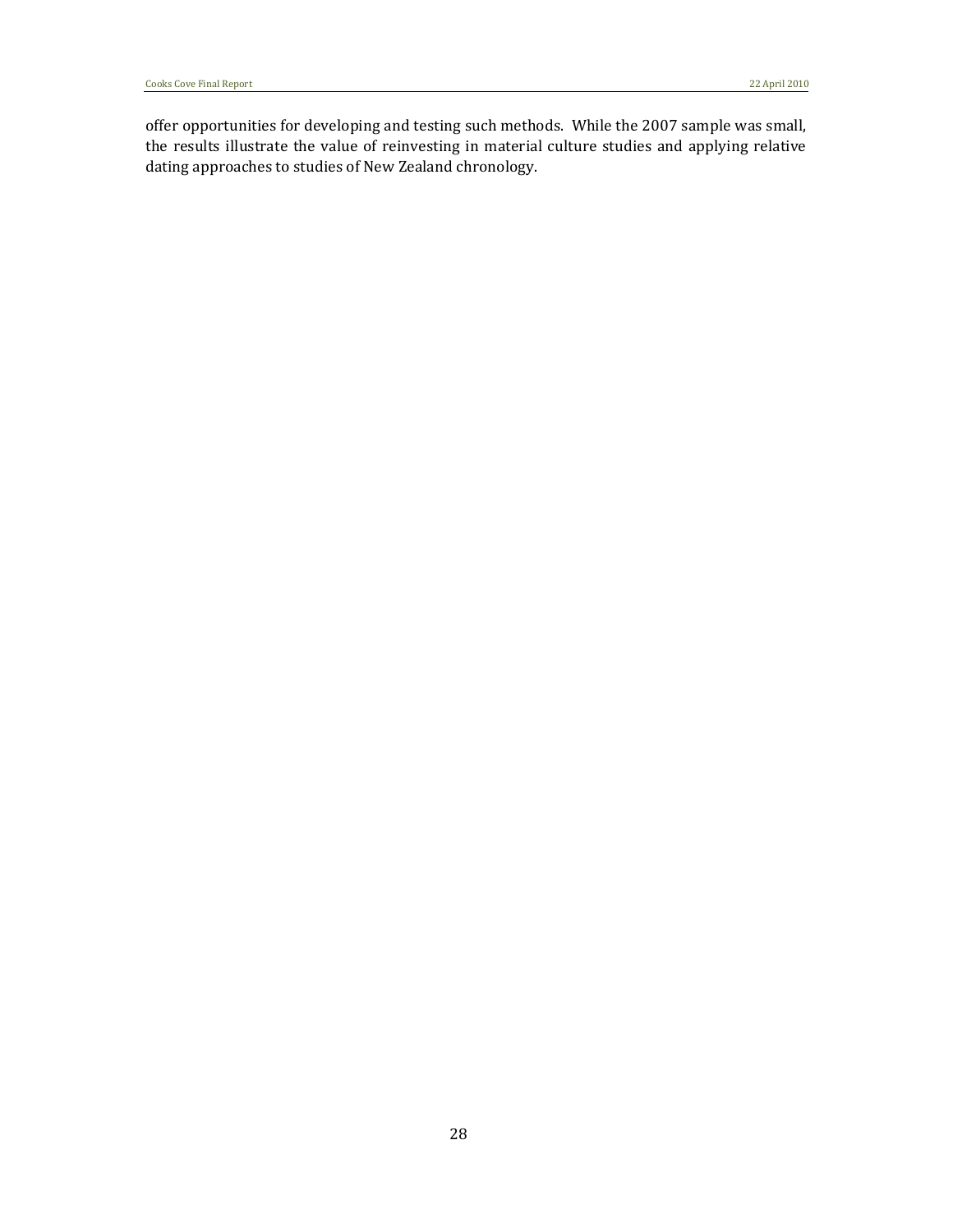offer opportunities for developing and testing such methods. While the 2007 sample was small, the results illustrate the value of reinvesting in material culture studies and applying relative dating approaches to studies of New Zealand chronology.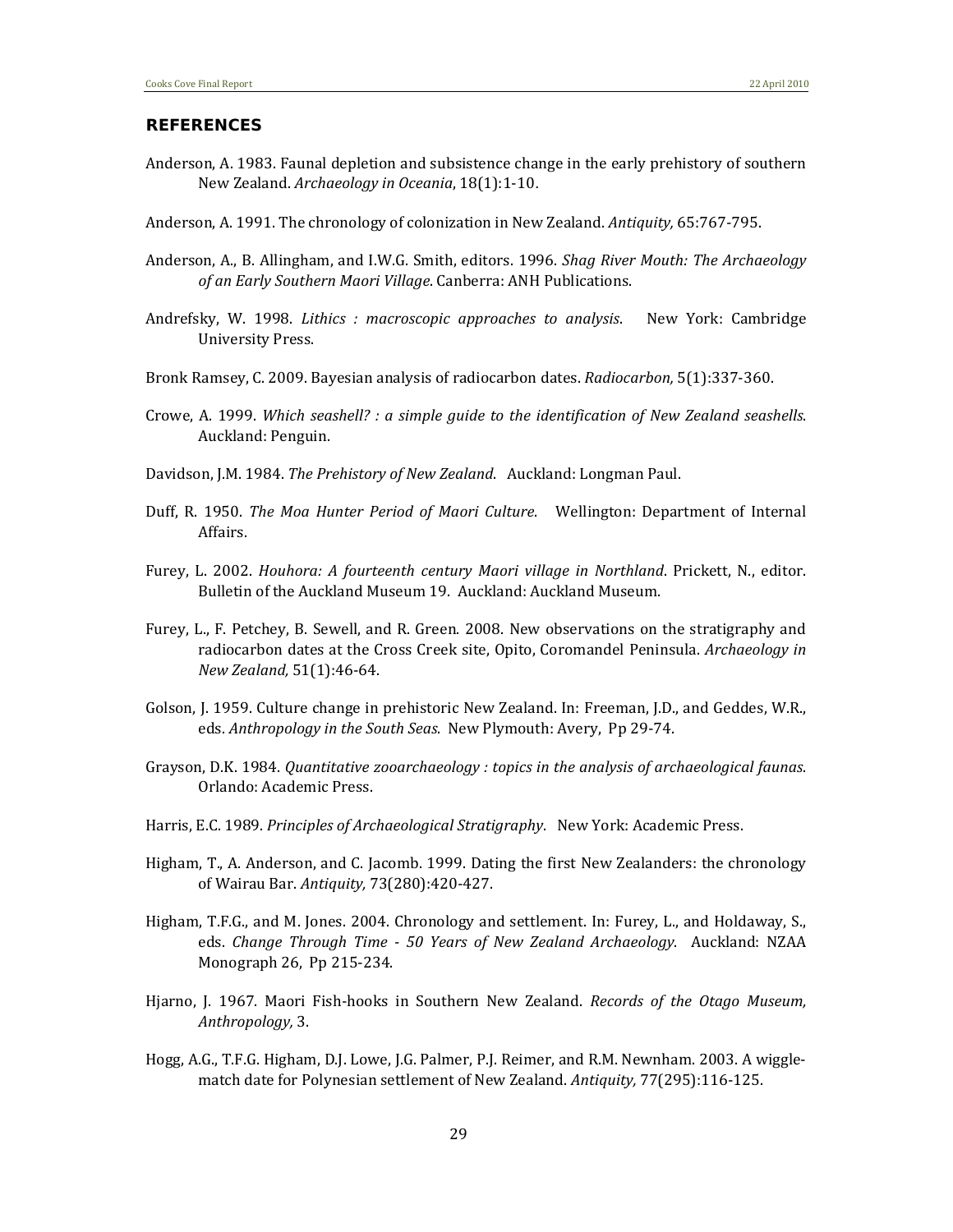## REFERENCES

Anderson, A. 1983. Faunal depletion and subsistence change in the early prehistory of southern New Zealand. *Archaeology in Oceania*, 18(1):1-10.

Anderson, A. 1991. The chronology of colonization in New Zealand. *Antiquity,* 65:767-795.

Anderson, A., B. Allingham, and I.W.G. Smith, editors. 1996. *Shag River Mouth: The Archaeology of an Early Southern Maori Village*. Canberra: ANH Publications.

Andrefsky, W. 1998. *Lithics : macroscopic approaches to analysis*. New York: Cambridge University Press.

Bronk Ramsey, C. 2009. Bayesian analysis of radiocarbon dates. *Radiocarbon,* 5(1):337-360.

Crowe, A. 1999. *Which seashell? : a simple guide to the identification of New Zealand seashells*. Auckland: Penguin.

Davidson, J.M. 1984. *The Prehistory of New Zealand*. Auckland: Longman Paul.

Duff, R. 1950. *The Moa Hunter Period of Maori Culture*. Wellington: Department of Internal Affairs.

Furey, L. 2002. *Houhora: A fourteenth century Maori village in Northland*. Prickett, N., editor. Bulletin of the Auckland Museum 19. Auckland: Auckland Museum.

Furey, L., F. Petchey, B. Sewell, and R. Green. 2008. New observations on the stratigraphy and radiocarbon dates at the Cross Creek site, Opito, Coromandel Peninsula. *Archaeology in New Zealand,* 51(1):46-64.

Golson, J. 1959. Culture change in prehistoric New Zealand. In: Freeman, J.D., and Geddes, W.R., eds. *Anthropology in the South Seas*. New Plymouth: Avery, Pp 29-74.

Grayson, D.K. 1984. *Quantitative zooarchaeology : topics in the analysis of archaeological faunas*. Orlando: Academic Press.

Harris, E.C. 1989. *Principles of Archaeological Stratigraphy*. New York: Academic Press.

Higham, T., A. Anderson, and C. Jacomb. 1999. Dating the first New Zealanders: the chronology of Wairau Bar. *Antiquity,* 73(280):420-427.

Higham, T.F.G., and M. Jones. 2004. Chronology and settlement. In: Furey, L., and Holdaway, S., eds. *Change Through Time - 50 Years of New Zealand Archaeology*. Auckland: NZAA Monograph 26, Pp 215-234.

Hjarno, J. 1967. Maori Fish-hooks in Southern New Zealand. *Records of the Otago Museum, Anthropology,* 3.

Hogg, A.G., T.F.G. Higham, D.J. Lowe, J.G. Palmer, P.J. Reimer, and R.M. Newnham. 2003. A wiggle-match date for Polynesian settlement of New Zealand. *Antiquity,* 77(295):116-125.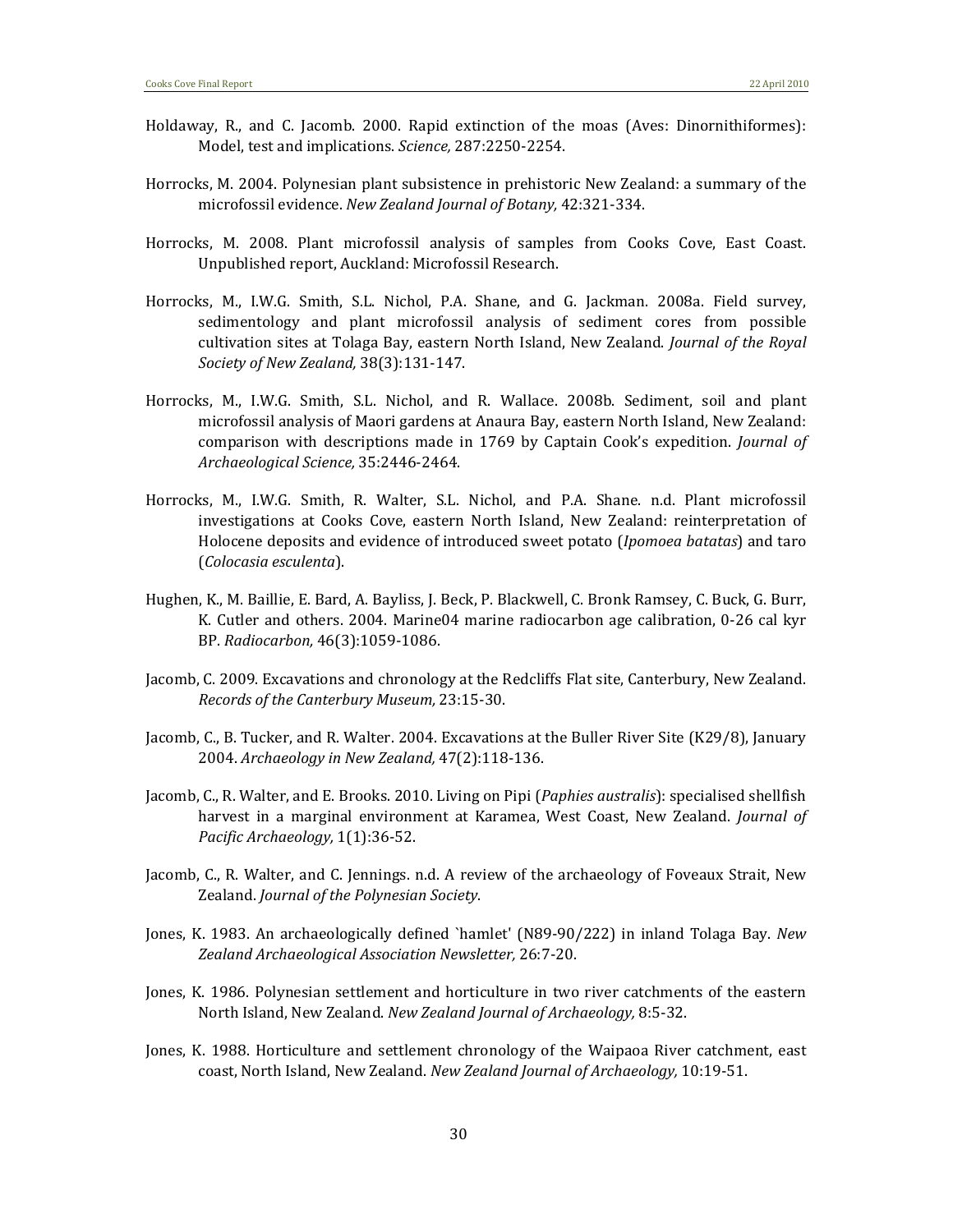Holdaway, R., and C. Jacomb. 2000. Rapid extinction of the moas (Aves: Dinornithiformes): Model, test and implications. *Science,* 287:2250-2254.

Horrocks, M. 2004. Polynesian plant subsistence in prehistoric New Zealand: a summary of the microfossil evidence. *New Zealand Journal of Botany,* 42:321-334.

Horrocks, M. 2008. Plant microfossil analysis of samples from Cooks Cove, East Coast. Unpublished report, Auckland: Microfossil Research.

Horrocks, M., I.W.G. Smith, S.L. Nichol, P.A. Shane, and G. Jackman. 2008a. Field survey, sedimentology and plant microfossil analysis of sediment cores from possible cultivation sites at Tolaga Bay, eastern North Island, New Zealand. *Journal of the Royal Society of New Zealand,* 38(3):131-147.

Horrocks, M., I.W.G. Smith, S.L. Nichol, and R. Wallace. 2008b. Sediment, soil and plant microfossil analysis of Maori gardens at Anaura Bay, eastern North Island, New Zealand: comparison with descriptions made in 1769 by Captain Cook's expedition. *Journal of Archaeological Science,* 35:2446-2464.

Horrocks, M., I.W.G. Smith, R. Walter, S.L. Nichol, and P.A. Shane. n.d. Plant microfossil investigations at Cooks Cove, eastern North Island, New Zealand: reinterpretation of Holocene deposits and evidence of introduced sweet potato (*Ipomoea batatas*) and taro (*Colocasia esculenta*).

Hughen, K., M. Baillie, E. Bard, A. Bayliss, J. Beck, P. Blackwell, C. Bronk Ramsey, C. Buck, G. Burr, K. Cutler and others. 2004. Marine04 marine radiocarbon age calibration, 0-26 cal kyr BP. *Radiocarbon,* 46(3):1059-1086.

Jacomb, C. 2009. Excavations and chronology at the Redcliffs Flat site, Canterbury, New Zealand. *Records of the Canterbury Museum,* 23:15-30.

Jacomb, C., B. Tucker, and R. Walter. 2004. Excavations at the Buller River Site (K29/8), January 2004. *Archaeology in New Zealand,* 47(2):118-136.

Jacomb, C., R. Walter, and E. Brooks. 2010. Living on Pipi (*Paphies australis*): specialised shellfish harvest in a marginal environment at Karamea, West Coast, New Zealand. *Journal of Pacific Archaeology,* 1(1):36-52.

Jacomb, C., R. Walter, and C. Jennings. n.d. A review of the archaeology of Foveaux Strait, New Zealand. *Journal of the Polynesian Society*.

Jones, K. 1983. An archaeologically defined `hamlet' (N89-90/222) in inland Tolaga Bay. *New Zealand Archaeological Association Newsletter,* 26:7-20.

Jones, K. 1986. Polynesian settlement and horticulture in two river catchments of the eastern North Island, New Zealand. *New Zealand Journal of Archaeology,* 8:5-32.

Jones, K. 1988. Horticulture and settlement chronology of the Waipaoa River catchment, east coast, North Island, New Zealand. *New Zealand Journal of Archaeology,* 10:19-51.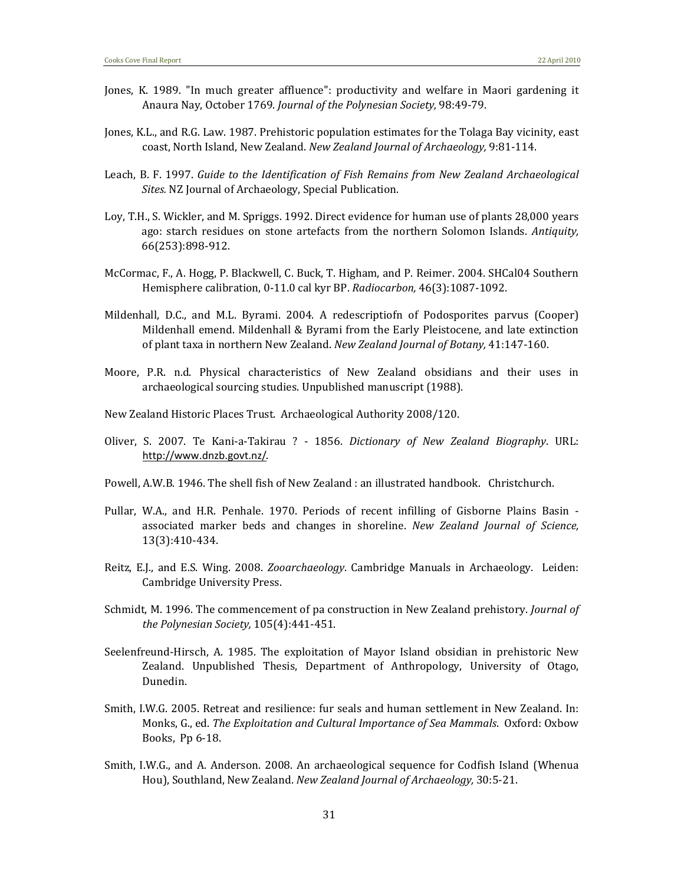Jones, K. 1989. "In much greater affluence": productivity and welfare in Maori gardening it Anaura Nay, October 1769. *Journal of the Polynesian Society,* 98:49-79.

Jones, K.L., and R.G. Law. 1987. Prehistoric population estimates for the Tolaga Bay vicinity, east coast, North Island, New Zealand. *New Zealand Journal of Archaeology,* 9:81-114.

Leach, B. F. 1997. *Guide to the Identification of Fish Remains from New Zealand Archaeological Sites.* NZ Journal of Archaeology, Special Publication.

Loy, T.H., S. Wickler, and M. Spriggs. 1992. Direct evidence for human use of plants 28,000 years ago: starch residues on stone artefacts from the northern Solomon Islands. *Antiquity,* 66(253):898-912.

McCormac, F., A. Hogg, P. Blackwell, C. Buck, T. Higham, and P. Reimer. 2004. SHCal04 Southern Hemisphere calibration, 0-11.0 cal kyr BP. *Radiocarbon,* 46(3):1087-1092.

Mildenhall, D.C., and M.L. Byrami. 2004. A redescriptiofn of Podosporites parvus (Cooper) Mildenhall emend. Mildenhall & Byrami from the Early Pleistocene, and late extinction of plant taxa in northern New Zealand. *New Zealand Journal of Botany,* 41:147-160.

Moore, P.R. n.d. Physical characteristics of New Zealand obsidians and their uses in archaeological sourcing studies. Unpublished manuscript (1988).

New Zealand Historic Places Trust. Archaeological Authority 2008/120.

Oliver, S. 2007. Te Kani-a-Takirau ? - 1856. *Dictionary of New Zealand Biography*. URL: http://www.dnzb.govt.nz/.

Powell, A.W.B. 1946. The shell fish of New Zealand : an illustrated handbook. Christchurch.

Pullar, W.A., and H.R. Penhale. 1970. Periods of recent infilling of Gisborne Plains Basin - associated marker beds and changes in shoreline. *New Zealand Journal of Science,* 13(3):410-434.

Reitz, E.J., and E.S. Wing. 2008. *Zooarchaeology*. Cambridge Manuals in Archaeology. Leiden: Cambridge University Press.

Schmidt, M. 1996. The commencement of pa construction in New Zealand prehistory. *Journal of the Polynesian Society,* 105(4):441-451.

Seelenfreund-Hirsch, A. 1985. The exploitation of Mayor Island obsidian in prehistoric New Zealand. Unpublished Thesis, Department of Anthropology, University of Otago, Dunedin.

Smith, I.W.G. 2005. Retreat and resilience: fur seals and human settlement in New Zealand. In: Monks, G., ed. *The Exploitation and Cultural Importance of Sea Mammals*. Oxford: Oxbow Books, Pp 6-18.

Smith, I.W.G., and A. Anderson. 2008. An archaeological sequence for Codfish Island (Whenua Hou), Southland, New Zealand. *New Zealand Journal of Archaeology,* 30:5-21.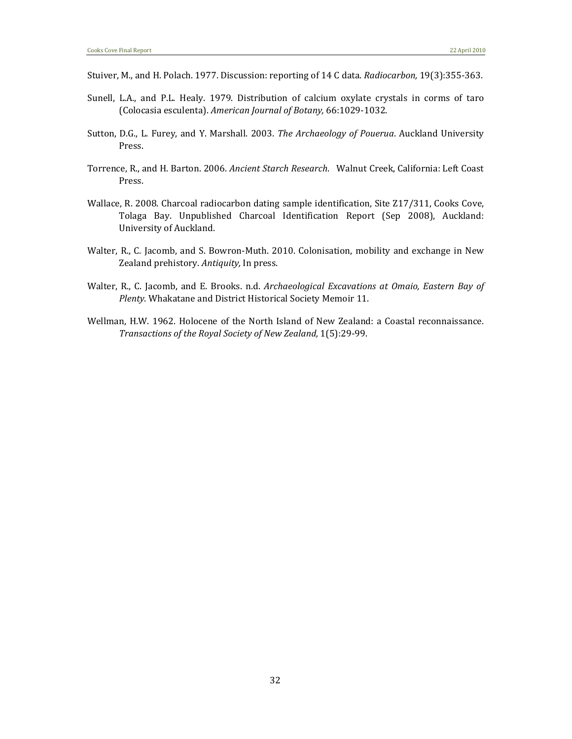Stuiver, M., and H. Polach. 1977. Discussion: reporting of 14 C data. *Radiocarbon,* 19(3):355-363.

Sunell, L.A., and P.L. Healy. 1979. Distribution of calcium oxylate crystals in corms of taro (Colocasia esculenta). *American Journal of Botany,* 66:1029-1032.

Sutton, D.G., L. Furey, and Y. Marshall. 2003. *The Archaeology of Pouerua*. Auckland University Press.

Torrence, R., and H. Barton. 2006. *Ancient Starch Research*. Walnut Creek, California: Left Coast Press.

Wallace, R. 2008. Charcoal radiocarbon dating sample identification, Site Z17/311, Cooks Cove, Tolaga Bay. Unpublished Charcoal Identification Report (Sep 2008), Auckland: University of Auckland.

Walter, R., C. Jacomb, and S. Bowron-Muth. 2010. Colonisation, mobility and exchange in New Zealand prehistory. *Antiquity,* In press.

Walter, R., C. Jacomb, and E. Brooks. n.d. *Archaeological Excavations at Omaio, Eastern Bay of Plenty*. Whakatane and District Historical Society Memoir 11.

Wellman, H.W. 1962. Holocene of the North Island of New Zealand: a Coastal reconnaissance. *Transactions of the Royal Society of New Zealand,* 1(5):29-99.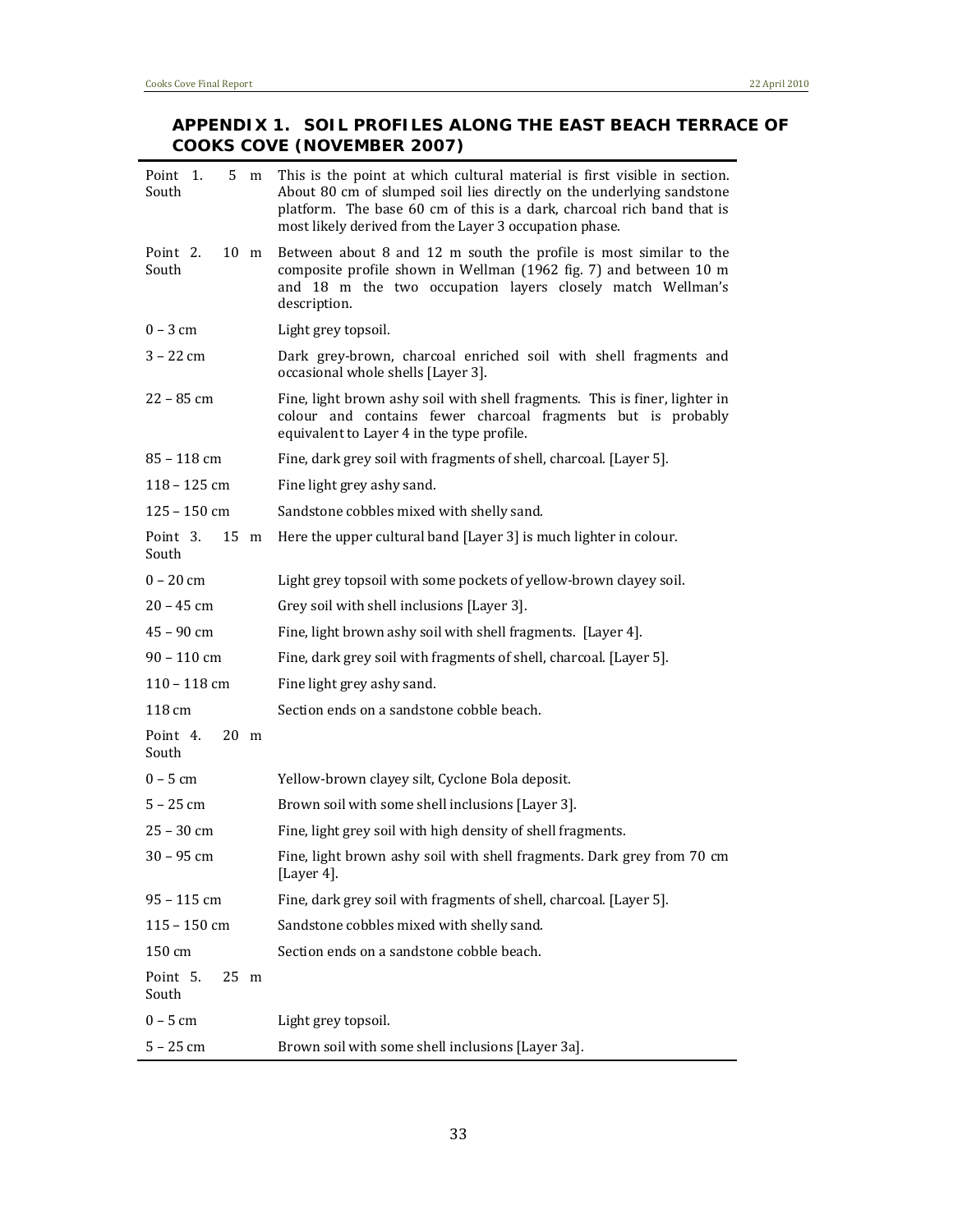## APPENDIX 1. SOIL PROFILES ALONG THE EAST BEACH TERRACE OF COOKS COVE (NOVEMBER 2007)

| | |
|---|---|
| Point 1. 5 m South | This is the point at which cultural material is first visible in section. About 80 cm of slumped soil lies directly on the underlying sandstone platform. The base 60 cm of this is a dark, charcoal rich band that is most likely derived from the Layer 3 occupation phase. |
| Point 2. 10 m South | Between about 8 and 12 m south the profile is most similar to the composite profile shown in Wellman (1962 fig. 7) and between 10 m and 18 m the two occupation layers closely match Wellman's description. |
| 0 – 3 cm | Light grey topsoil. |
| 3 – 22 cm | Dark grey-brown, charcoal enriched soil with shell fragments and occasional whole shells [Layer 3]. |
| 22 – 85 cm | Fine, light brown ashy soil with shell fragments. This is finer, lighter in colour and contains fewer charcoal fragments but is probably equivalent to Layer 4 in the type profile. |
| 85 – 118 cm | Fine, dark grey soil with fragments of shell, charcoal. [Layer 5]. |
| 118 – 125 cm | Fine light grey ashy sand. |
| 125 – 150 cm | Sandstone cobbles mixed with shelly sand. |
| Point 3. 15 m South | Here the upper cultural band [Layer 3] is much lighter in colour. |
| 0 – 20 cm | Light grey topsoil with some pockets of yellow-brown clayey soil. |
| 20 – 45 cm | Grey soil with shell inclusions [Layer 3]. |
| 45 – 90 cm | Fine, light brown ashy soil with shell fragments. [Layer 4]. |
| 90 – 110 cm | Fine, dark grey soil with fragments of shell, charcoal. [Layer 5]. |
| 110 – 118 cm | Fine light grey ashy sand. |
| 118 cm | Section ends on a sandstone cobble beach. |
| Point 4. 20 m South | |
| 0 – 5 cm | Yellow-brown clayey silt, Cyclone Bola deposit. |
| 5 – 25 cm | Brown soil with some shell inclusions [Layer 3]. |
| 25 – 30 cm | Fine, light grey soil with high density of shell fragments. |
| 30 – 95 cm | Fine, light brown ashy soil with shell fragments. Dark grey from 70 cm [Layer 4]. |
| 95 – 115 cm | Fine, dark grey soil with fragments of shell, charcoal. [Layer 5]. |
| 115 – 150 cm | Sandstone cobbles mixed with shelly sand. |
| 150 cm | Section ends on a sandstone cobble beach. |
| Point 5. 25 m South | |
| 0 – 5 cm | Light grey topsoil. |
| 5 – 25 cm | Brown soil with some shell inclusions [Layer 3a]. |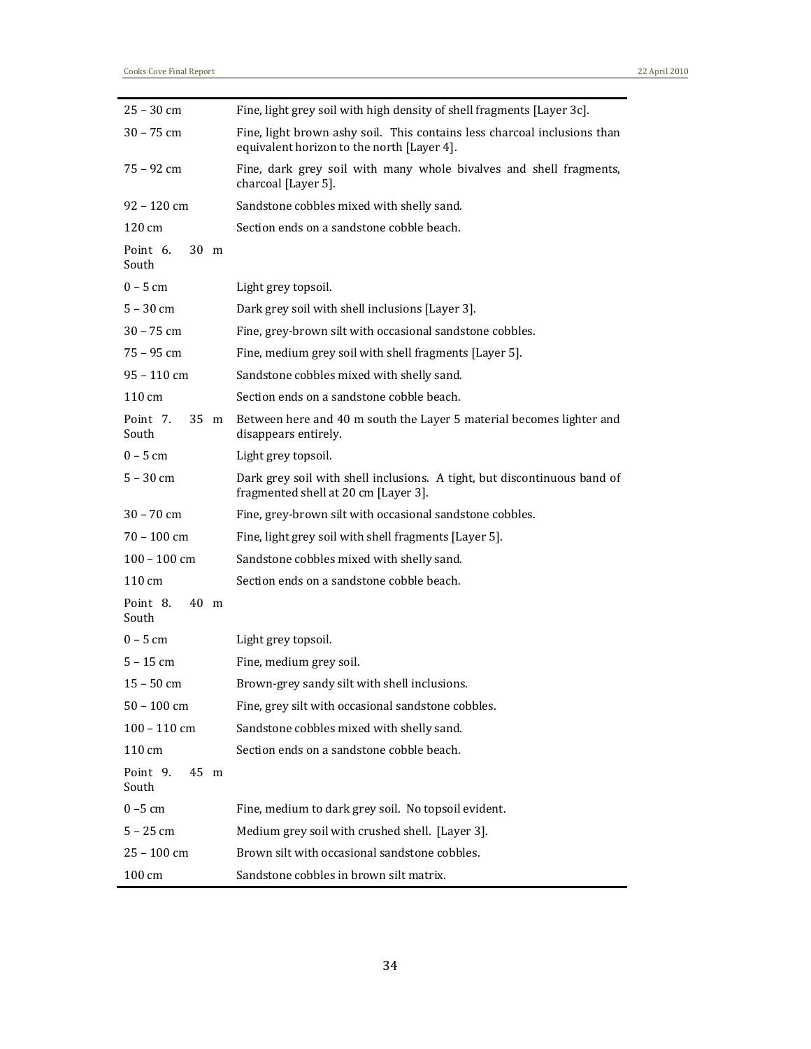| | |
|---|---|
| 25 – 30 cm | Fine, light grey soil with high density of shell fragments [Layer 3c]. |
| 30 – 75 cm | Fine, light brown ashy soil. This contains less charcoal inclusions than equivalent horizon to the north [Layer 4]. |
| 75 – 92 cm | Fine, dark grey soil with many whole bivalves and shell fragments, charcoal [Layer 5]. |
| 92 – 120 cm | Sandstone cobbles mixed with shelly sand. |
| 120 cm | Section ends on a sandstone cobble beach. |
| Point 6. 30 m South | |
| 0 – 5 cm | Light grey topsoil. |
| 5 – 30 cm | Dark grey soil with shell inclusions [Layer 3]. |
| 30 – 75 cm | Fine, grey-brown silt with occasional sandstone cobbles. |
| 75 – 95 cm | Fine, medium grey soil with shell fragments [Layer 5]. |
| 95 – 110 cm | Sandstone cobbles mixed with shelly sand. |
| 110 cm | Section ends on a sandstone cobble beach. |
| Point 7. 35 m South | Between here and 40 m south the Layer 5 material becomes lighter and disappears entirely. |
| 0 – 5 cm | Light grey topsoil. |
| 5 – 30 cm | Dark grey soil with shell inclusions. A tight, but discontinuous band of fragmented shell at 20 cm [Layer 3]. |
| 30 – 70 cm | Fine, grey-brown silt with occasional sandstone cobbles. |
| 70 – 100 cm | Fine, light grey soil with shell fragments [Layer 5]. |
| 100 – 100 cm | Sandstone cobbles mixed with shelly sand. |
| 110 cm | Section ends on a sandstone cobble beach. |
| Point 8. 40 m South | |
| 0 – 5 cm | Light grey topsoil. |
| 5 – 15 cm | Fine, medium grey soil. |
| 15 – 50 cm | Brown-grey sandy silt with shell inclusions. |
| 50 – 100 cm | Fine, grey silt with occasional sandstone cobbles. |
| 100 – 110 cm | Sandstone cobbles mixed with shelly sand. |
| 110 cm | Section ends on a sandstone cobble beach. |
| Point 9. 45 m South | |
| 0 –5 cm | Fine, medium to dark grey soil. No topsoil evident. |
| 5 – 25 cm | Medium grey soil with crushed shell. [Layer 3]. |
| 25 – 100 cm | Brown silt with occasional sandstone cobbles. |
| 100 cm | Sandstone cobbles in brown silt matrix. |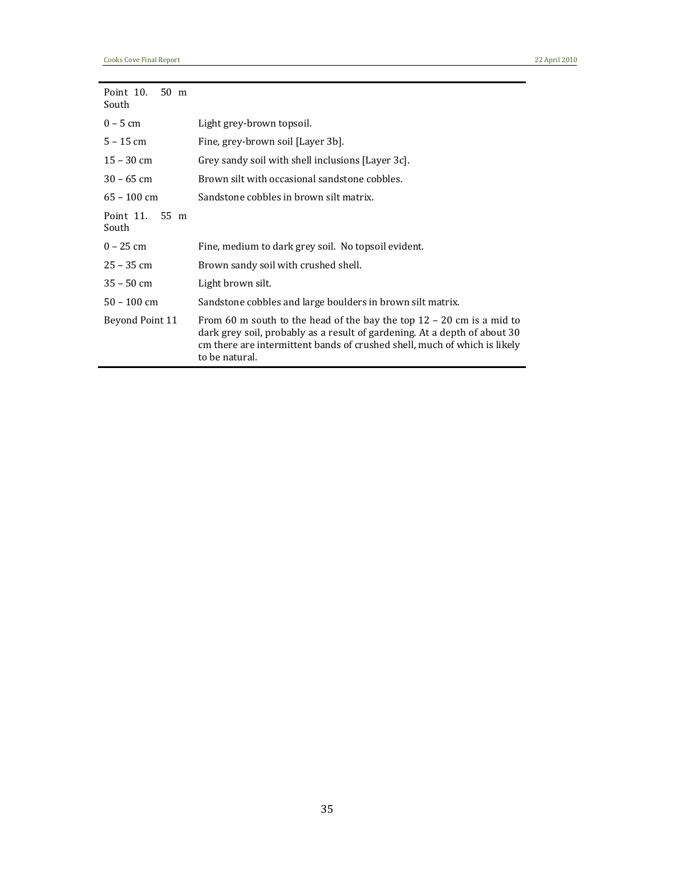| | |
|---|---|
| Point 10. 50 m South | |
| 0 – 5 cm | Light grey-brown topsoil. |
| 5 – 15 cm | Fine, grey-brown soil [Layer 3b]. |
| 15 – 30 cm | Grey sandy soil with shell inclusions [Layer 3c]. |
| 30 – 65 cm | Brown silt with occasional sandstone cobbles. |
| 65 – 100 cm | Sandstone cobbles in brown silt matrix. |
| Point 11. 55 m South | |
| 0 – 25 cm | Fine, medium to dark grey soil. No topsoil evident. |
| 25 – 35 cm | Brown sandy soil with crushed shell. |
| 35 – 50 cm | Light brown silt. |
| 50 – 100 cm | Sandstone cobbles and large boulders in brown silt matrix. |
| Beyond Point 11 | From 60 m south to the head of the bay the top 12 – 20 cm is a mid to dark grey soil, probably as a result of gardening. At a depth of about 30 cm there are intermittent bands of crushed shell, much of which is likely to be natural. |